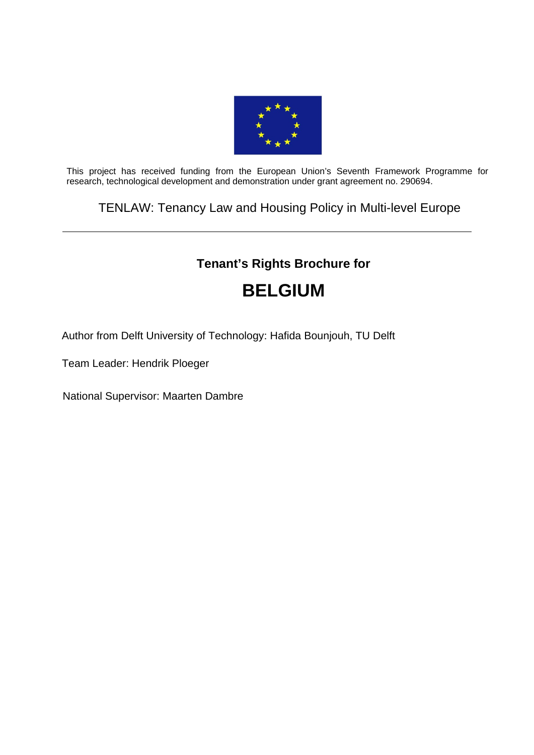This project has received funding from the European Union's Seventh Framework Programme for research, technological development and demonstration under grant agreement no. 290694.

TENLAW: Tenancy Law and Housing Policy in Multi-level Europe

---

**Tenant's Rights Brochure for**

# BELGIUM

Author from Delft University of Technology: Hafida Bounjouh, TU Delft

Team Leader: Hendrik Ploeger

National Supervisor: Maarten Dambre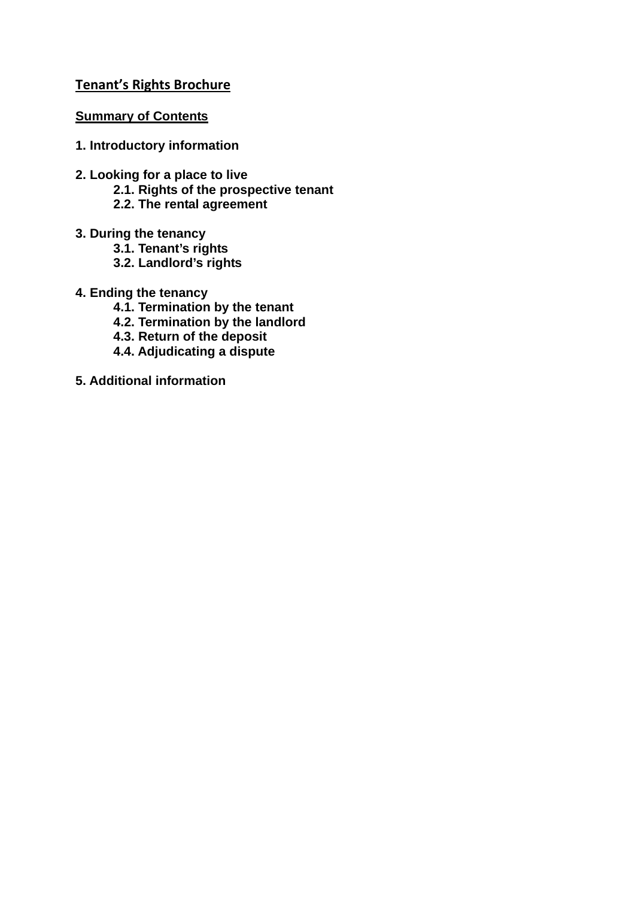# Tenant's Rights Brochure

## Summary of Contents

**1. Introductory information**

**2. Looking for a place to live**
- **2.1. Rights of the prospective tenant**
- **2.2. The rental agreement**

**3. During the tenancy**
- **3.1. Tenant's rights**
- **3.2. Landlord's rights**

**4. Ending the tenancy**
- **4.1. Termination by the tenant**
- **4.2. Termination by the landlord**
- **4.3. Return of the deposit**
- **4.4. Adjudicating a dispute**

**5. Additional information**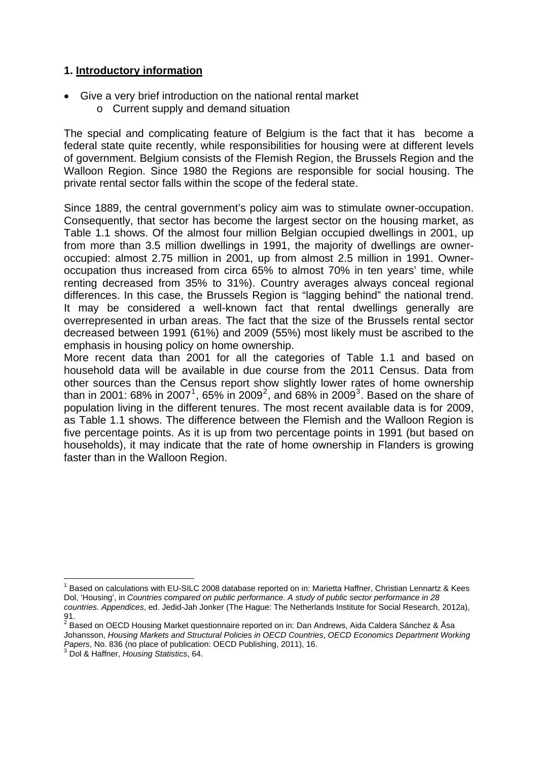## 1. Introductory information

- Give a very brief introduction on the national rental market
  - Current supply and demand situation

The special and complicating feature of Belgium is the fact that it has become a federal state quite recently, while responsibilities for housing were at different levels of government. Belgium consists of the Flemish Region, the Brussels Region and the Walloon Region. Since 1980 the Regions are responsible for social housing. The private rental sector falls within the scope of the federal state.

Since 1889, the central government's policy aim was to stimulate owner-occupation. Consequently, that sector has become the largest sector on the housing market, as Table 1.1 shows. Of the almost four million Belgian occupied dwellings in 2001, up from more than 3.5 million dwellings in 1991, the majority of dwellings are owner-occupied: almost 2.75 million in 2001, up from almost 2.5 million in 1991. Owner-occupation thus increased from circa 65% to almost 70% in ten years' time, while renting decreased from 35% to 31%). Country averages always conceal regional differences. In this case, the Brussels Region is "lagging behind" the national trend. It may be considered a well-known fact that rental dwellings generally are overrepresented in urban areas. The fact that the size of the Brussels rental sector decreased between 1991 (61%) and 2009 (55%) most likely must be ascribed to the emphasis in housing policy on home ownership.

More recent data than 2001 for all the categories of Table 1.1 and based on household data will be available in due course from the 2011 Census. Data from other sources than the Census report show slightly lower rates of home ownership than in 2001: 68% in 2007[1], 65% in 2009[2], and 68% in 2009[3]. Based on the share of population living in the different tenures. The most recent available data is for 2009, as Table 1.1 shows. The difference between the Flemish and the Walloon Region is five percentage points. As it is up from two percentage points in 1991 (but based on households), it may indicate that the rate of home ownership in Flanders is growing faster than in the Walloon Region.

---

[1] Based on calculations with EU-SILC 2008 database reported on in: Marietta Haffner, Christian Lennartz & Kees Dol, 'Housing', in *Countries compared on public performance. A study of public sector performance in 28 countries. Appendices*, ed. Jedid-Jah Jonker (The Hague: The Netherlands Institute for Social Research, 2012a), 91.

[2] Based on OECD Housing Market questionnaire reported on in: Dan Andrews, Aida Caldera Sánchez & Åsa Johansson, *Housing Markets and Structural Policies in OECD Countries, OECD Economics Department Working Papers*, No. 836 (no place of publication: OECD Publishing, 2011), 16.

[3] Dol & Haffner, *Housing Statistics*, 64.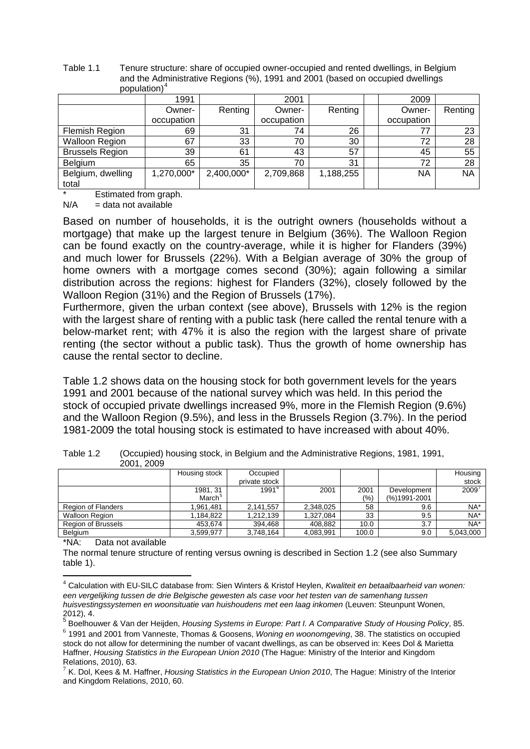Table 1.1 Tenure structure: share of occupied owner-occupied and rented dwellings, in Belgium and the Administrative Regions (%), 1991 and 2001 (based on occupied dwellings population)[4]

| | 1991 | | 2001 | | | 2009 | |
|---|---|---|---|---|---|---|---|
| | Owner-occupation | Renting | Owner-occupation | Renting | | Owner-occupation | Renting |
| Flemish Region | 69 | 31 | 74 | 26 | | 77 | 23 |
| Walloon Region | 67 | 33 | 70 | 30 | | 72 | 28 |
| Brussels Region | 39 | 61 | 43 | 57 | | 45 | 55 |
| Belgium | 65 | 35 | 70 | 31 | | 72 | 28 |
| Belgium, dwelling total | 1,270,000* | 2,400,000* | 2,709,868 | 1,188,255 | | NA | NA |

\* Estimated from graph.
N/A = data not available

Based on number of households, it is the outright owners (households without a mortgage) that make up the largest tenure in Belgium (36%). The Walloon Region can be found exactly on the country-average, while it is higher for Flanders (39%) and much lower for Brussels (22%). With a Belgian average of 30% the group of home owners with a mortgage comes second (30%); again following a similar distribution across the regions: highest for Flanders (32%), closely followed by the Walloon Region (31%) and the Region of Brussels (17%).
Furthermore, given the urban context (see above), Brussels with 12% is the region with the largest share of renting with a public task (here called the rental tenure with a below-market rent; with 47% it is also the region with the largest share of private renting (the sector without a public task). Thus the growth of home ownership has cause the rental sector to decline.

Table 1.2 shows data on the housing stock for both government levels for the years 1991 and 2001 because of the national survey which was held. In this period the stock of occupied private dwellings increased 9%, more in the Flemish Region (9.6%) and the Walloon Region (9.5%), and less in the Brussels Region (3.7%). In the period 1981-2009 the total housing stock is estimated to have increased with about 40%.

Table 1.2 (Occupied) housing stock, in Belgium and the Administrative Regions, 1981, 1991, 2001, 2009

| | Housing stock | Occupied private stock | | | | Housing stock |
|---|---|---|---|---|---|---|
| | 1981, 31 March[5] | 1991[6] | 2001 | 2001 (%) | Development (%)1991-2001 | 2009[7] |
| Region of Flanders | 1,961,481 | 2,141,557 | 2,348,025 | 58 | 9.6 | NA* |
| Walloon Region | 1,184,822 | 1,212,139 | 1,327,084 | 33 | 9.5 | NA* |
| Region of Brussels | 453,674 | 394,468 | 408,882 | 10.0 | 3.7 | NA* |
| Belgium | 3,599,977 | 3,748,164 | 4,083,991 | 100.0 | 9.0 | 5,043,000 |

\*NA: Data not available

The normal tenure structure of renting versus owning is described in Section 1.2 (see also Summary table 1).

[4] Calculation with EU-SILC database from: Sien Winters & Kristof Heylen, *Kwaliteit en betaalbaarheid van wonen: een vergelijking tussen de drie Belgische gewesten als case voor het testen van de samenhang tussen huisvestingssystemen en woonsituatie van huishoudens met een laag inkomen* (Leuven: Steunpunt Wonen, 2012), 4.

[5] Boelhouwer & Van der Heijden, *Housing Systems in Europe: Part I. A Comparative Study of Housing Policy*, 85.

[6] 1991 and 2001 from Vanneste, Thomas & Goosens, *Woning en woonomgeving*, 38. The statistics on occupied stock do not allow for determining the number of vacant dwellings, as can be observed in: Kees Dol & Marietta Haffner, *Housing Statistics in the European Union 2010* (The Hague: Ministry of the Interior and Kingdom Relations, 2010), 63.

[7] K. Dol, Kees & M. Haffner, *Housing Statistics in the European Union 2010*, The Hague: Ministry of the Interior and Kingdom Relations, 2010, 60.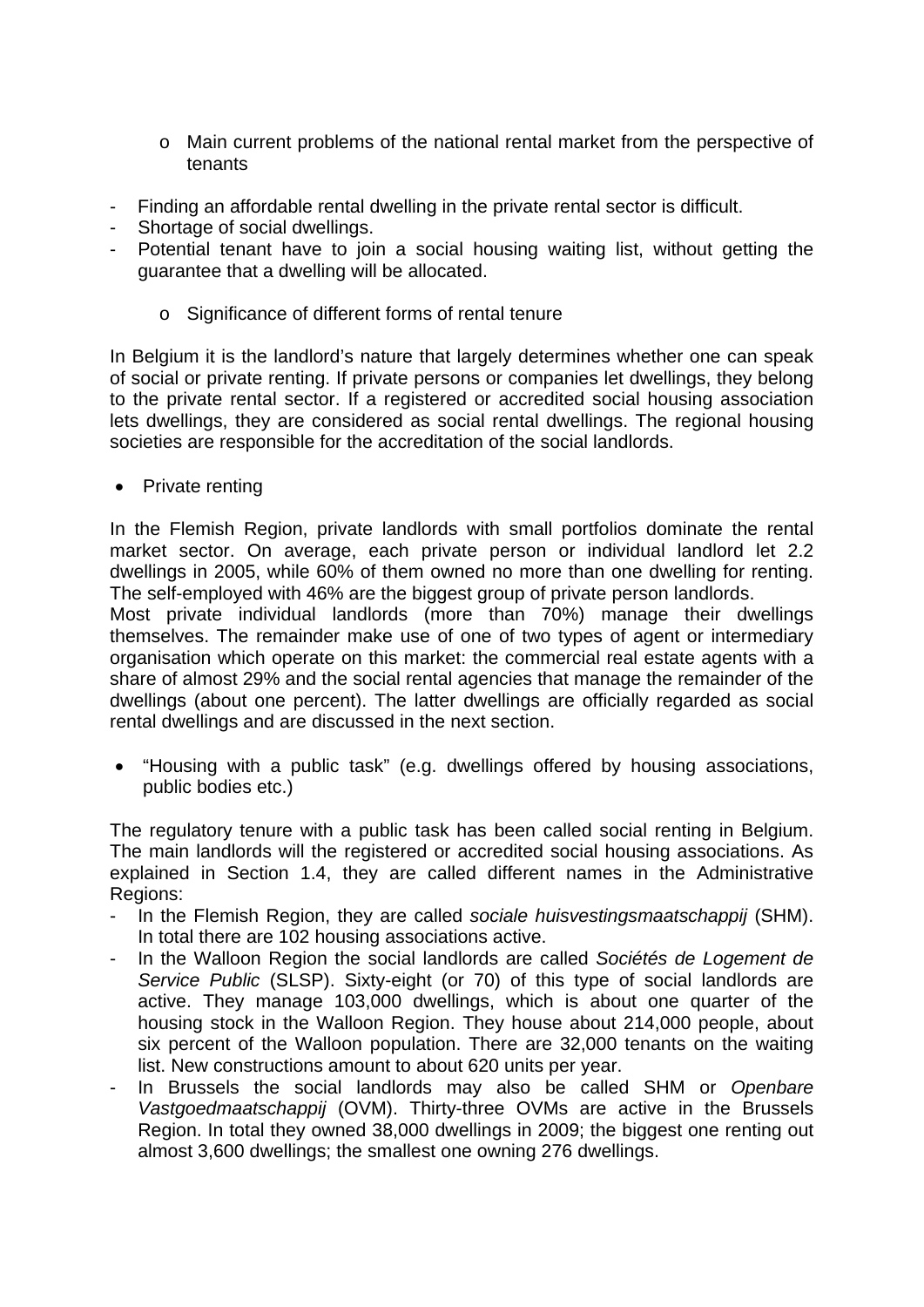- Main current problems of the national rental market from the perspective of tenants

- Finding an affordable rental dwelling in the private rental sector is difficult.
- Shortage of social dwellings.
- Potential tenant have to join a social housing waiting list, without getting the guarantee that a dwelling will be allocated.

  - Significance of different forms of rental tenure

In Belgium it is the landlord's nature that largely determines whether one can speak of social or private renting. If private persons or companies let dwellings, they belong to the private rental sector. If a registered or accredited social housing association lets dwellings, they are considered as social rental dwellings. The regional housing societies are responsible for the accreditation of the social landlords.

- Private renting

In the Flemish Region, private landlords with small portfolios dominate the rental market sector. On average, each private person or individual landlord let 2.2 dwellings in 2005, while 60% of them owned no more than one dwelling for renting. The self-employed with 46% are the biggest group of private person landlords.
Most private individual landlords (more than 70%) manage their dwellings themselves. The remainder make use of one of two types of agent or intermediary organisation which operate on this market: the commercial real estate agents with a share of almost 29% and the social rental agencies that manage the remainder of the dwellings (about one percent). The latter dwellings are officially regarded as social rental dwellings and are discussed in the next section.

- "Housing with a public task" (e.g. dwellings offered by housing associations, public bodies etc.)

The regulatory tenure with a public task has been called social renting in Belgium. The main landlords will the registered or accredited social housing associations. As explained in Section 1.4, they are called different names in the Administrative Regions:

- In the Flemish Region, they are called *sociale huisvestingsmaatschappij* (SHM). In total there are 102 housing associations active.
- In the Walloon Region the social landlords are called *Sociétés de Logement de Service Public* (SLSP). Sixty-eight (or 70) of this type of social landlords are active. They manage 103,000 dwellings, which is about one quarter of the housing stock in the Walloon Region. They house about 214,000 people, about six percent of the Walloon population. There are 32,000 tenants on the waiting list. New constructions amount to about 620 units per year.
- In Brussels the social landlords may also be called SHM or *Openbare Vastgoedmaatschappij* (OVM). Thirty-three OVMs are active in the Brussels Region. In total they owned 38,000 dwellings in 2009; the biggest one renting out almost 3,600 dwellings; the smallest one owning 276 dwellings.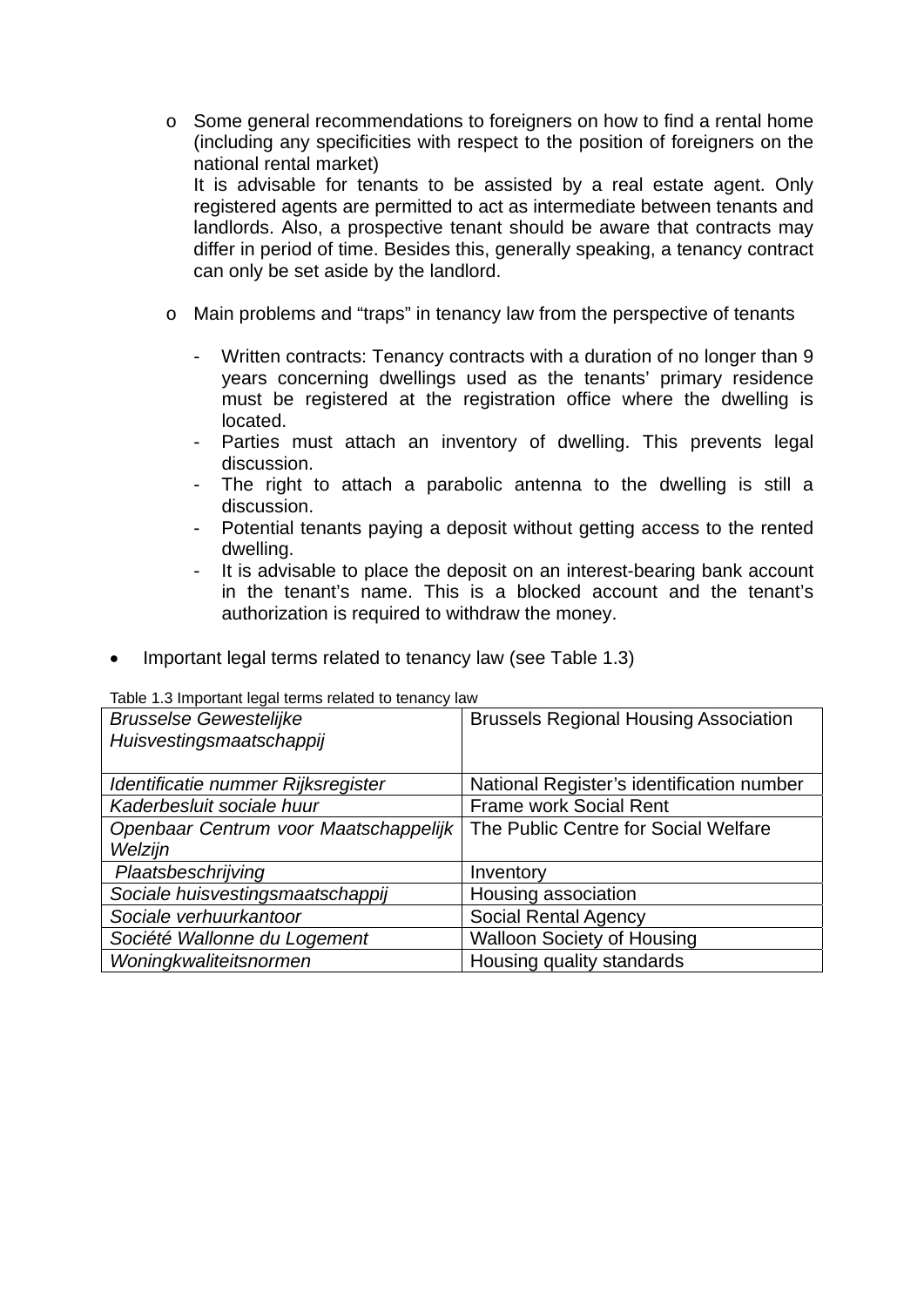- Some general recommendations to foreigners on how to find a rental home (including any specificities with respect to the position of foreigners on the national rental market)

  It is advisable for tenants to be assisted by a real estate agent. Only registered agents are permitted to act as intermediate between tenants and landlords. Also, a prospective tenant should be aware that contracts may differ in period of time. Besides this, generally speaking, a tenancy contract can only be set aside by the landlord.

- Main problems and "traps" in tenancy law from the perspective of tenants

  - Written contracts: Tenancy contracts with a duration of no longer than 9 years concerning dwellings used as the tenants' primary residence must be registered at the registration office where the dwelling is located.
  - Parties must attach an inventory of dwelling. This prevents legal discussion.
  - The right to attach a parabolic antenna to the dwelling is still a discussion.
  - Potential tenants paying a deposit without getting access to the rented dwelling.
  - It is advisable to place the deposit on an interest-bearing bank account in the tenant's name. This is a blocked account and the tenant's authorization is required to withdraw the money.

- Important legal terms related to tenancy law (see Table 1.3)

Table 1.3 Important legal terms related to tenancy law

| | |
|---|---|
| *Brusselse Gewestelijke Huisvestingsmaatschappij* | Brussels Regional Housing Association |
| *Identificatie nummer Rijksregister* | National Register's identification number |
| *Kaderbesluit sociale huur* | Frame work Social Rent |
| *Openbaar Centrum voor Maatschappelijk Welzijn* | The Public Centre for Social Welfare |
| *Plaatsbeschrijving* | Inventory |
| *Sociale huisvestingsmaatschappij* | Housing association |
| *Sociale verhuurkantoor* | Social Rental Agency |
| *Société Wallonne du Logement* | Walloon Society of Housing |
| *Woningkwaliteitsnormen* | Housing quality standards |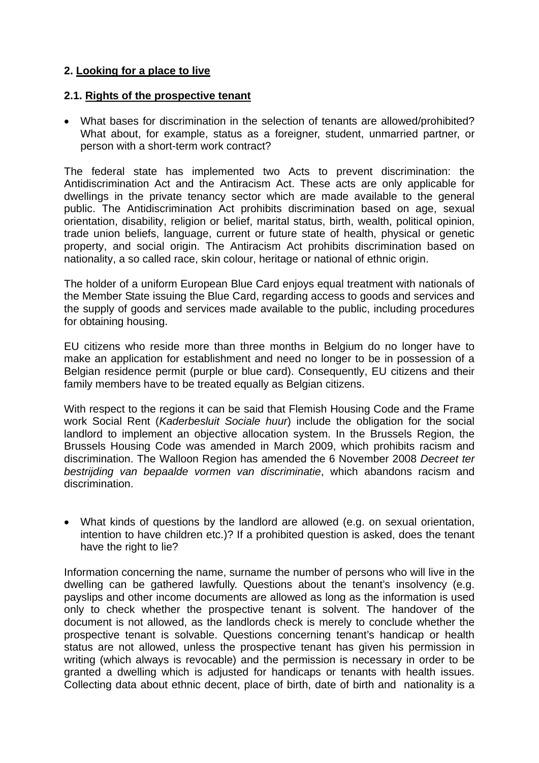## 2. Looking for a place to live

### 2.1. Rights of the prospective tenant

- What bases for discrimination in the selection of tenants are allowed/prohibited? What about, for example, status as a foreigner, student, unmarried partner, or person with a short-term work contract?

The federal state has implemented two Acts to prevent discrimination: the Antidiscrimination Act and the Antiracism Act. These acts are only applicable for dwellings in the private tenancy sector which are made available to the general public. The Antidiscrimination Act prohibits discrimination based on age, sexual orientation, disability, religion or belief, marital status, birth, wealth, political opinion, trade union beliefs, language, current or future state of health, physical or genetic property, and social origin. The Antiracism Act prohibits discrimination based on nationality, a so called race, skin colour, heritage or national of ethnic origin.

The holder of a uniform European Blue Card enjoys equal treatment with nationals of the Member State issuing the Blue Card, regarding access to goods and services and the supply of goods and services made available to the public, including procedures for obtaining housing.

EU citizens who reside more than three months in Belgium do no longer have to make an application for establishment and need no longer to be in possession of a Belgian residence permit (purple or blue card). Consequently, EU citizens and their family members have to be treated equally as Belgian citizens.

With respect to the regions it can be said that Flemish Housing Code and the Frame work Social Rent (*Kaderbesluit Sociale huur*) include the obligation for the social landlord to implement an objective allocation system. In the Brussels Region, the Brussels Housing Code was amended in March 2009, which prohibits racism and discrimination. The Walloon Region has amended the 6 November 2008 *Decreet ter bestrijding van bepaalde vormen van discriminatie*, which abandons racism and discrimination.

- What kinds of questions by the landlord are allowed (e.g. on sexual orientation, intention to have children etc.)? If a prohibited question is asked, does the tenant have the right to lie?

Information concerning the name, surname the number of persons who will live in the dwelling can be gathered lawfully. Questions about the tenant's insolvency (e.g. payslips and other income documents are allowed as long as the information is used only to check whether the prospective tenant is solvent. The handover of the document is not allowed, as the landlords check is merely to conclude whether the prospective tenant is solvable. Questions concerning tenant's handicap or health status are not allowed, unless the prospective tenant has given his permission in writing (which always is revocable) and the permission is necessary in order to be granted a dwelling which is adjusted for handicaps or tenants with health issues. Collecting data about ethnic decent, place of birth, date of birth and nationality is a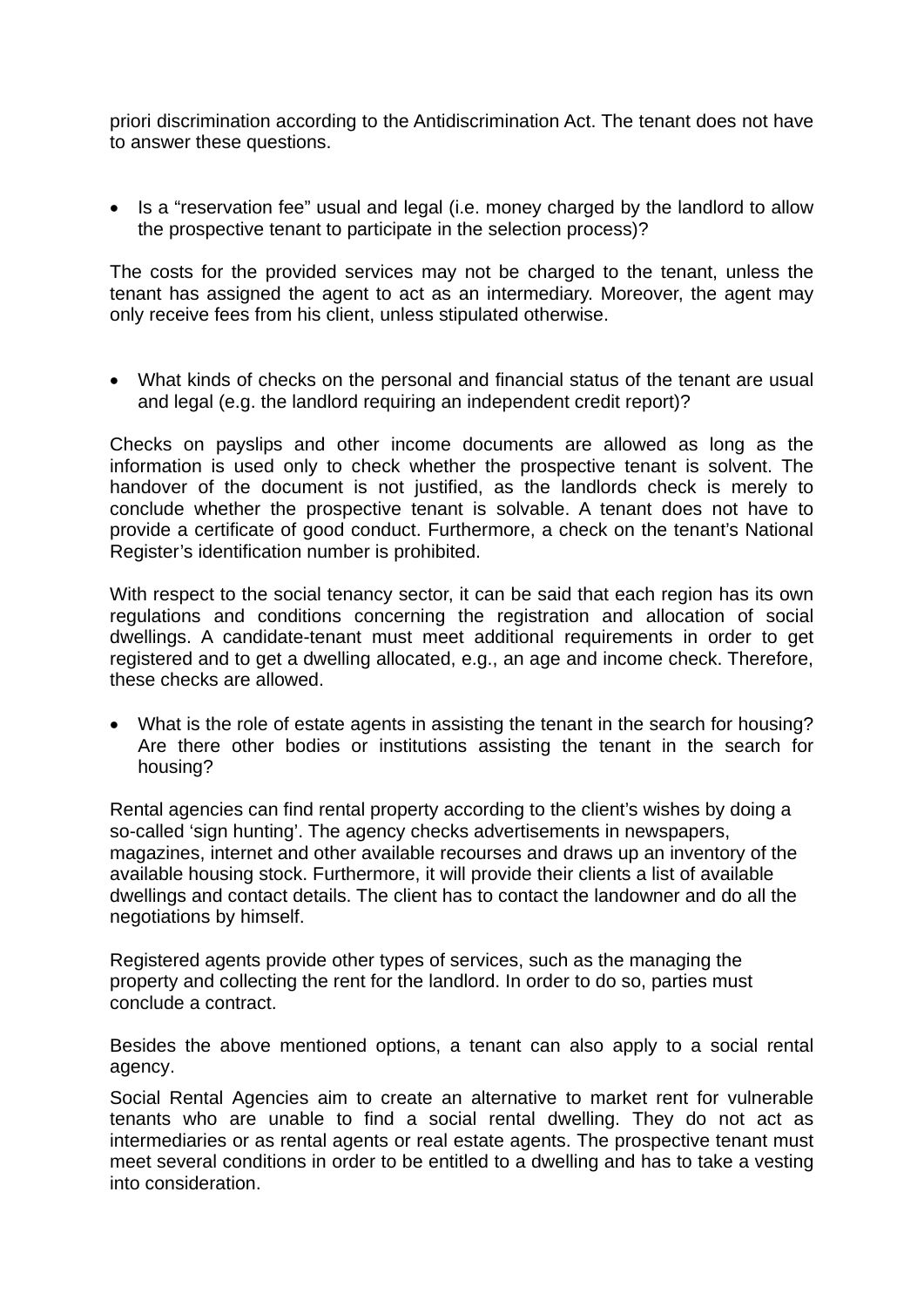priori discrimination according to the Antidiscrimination Act. The tenant does not have to answer these questions.

- Is a “reservation fee” usual and legal (i.e. money charged by the landlord to allow the prospective tenant to participate in the selection process)?

The costs for the provided services may not be charged to the tenant, unless the tenant has assigned the agent to act as an intermediary. Moreover, the agent may only receive fees from his client, unless stipulated otherwise.

- What kinds of checks on the personal and financial status of the tenant are usual and legal (e.g. the landlord requiring an independent credit report)?

Checks on payslips and other income documents are allowed as long as the information is used only to check whether the prospective tenant is solvent. The handover of the document is not justified, as the landlords check is merely to conclude whether the prospective tenant is solvable. A tenant does not have to provide a certificate of good conduct. Furthermore, a check on the tenant’s National Register’s identification number is prohibited.

With respect to the social tenancy sector, it can be said that each region has its own regulations and conditions concerning the registration and allocation of social dwellings. A candidate-tenant must meet additional requirements in order to get registered and to get a dwelling allocated, e.g., an age and income check. Therefore, these checks are allowed.

- What is the role of estate agents in assisting the tenant in the search for housing? Are there other bodies or institutions assisting the tenant in the search for housing?

Rental agencies can find rental property according to the client’s wishes by doing a so-called ‘sign hunting’. The agency checks advertisements in newspapers, magazines, internet and other available recourses and draws up an inventory of the available housing stock. Furthermore, it will provide their clients a list of available dwellings and contact details. The client has to contact the landowner and do all the negotiations by himself.

Registered agents provide other types of services, such as the managing the property and collecting the rent for the landlord. In order to do so, parties must conclude a contract.

Besides the above mentioned options, a tenant can also apply to a social rental agency.

Social Rental Agencies aim to create an alternative to market rent for vulnerable tenants who are unable to find a social rental dwelling. They do not act as intermediaries or as rental agents or real estate agents. The prospective tenant must meet several conditions in order to be entitled to a dwelling and has to take a vesting into consideration.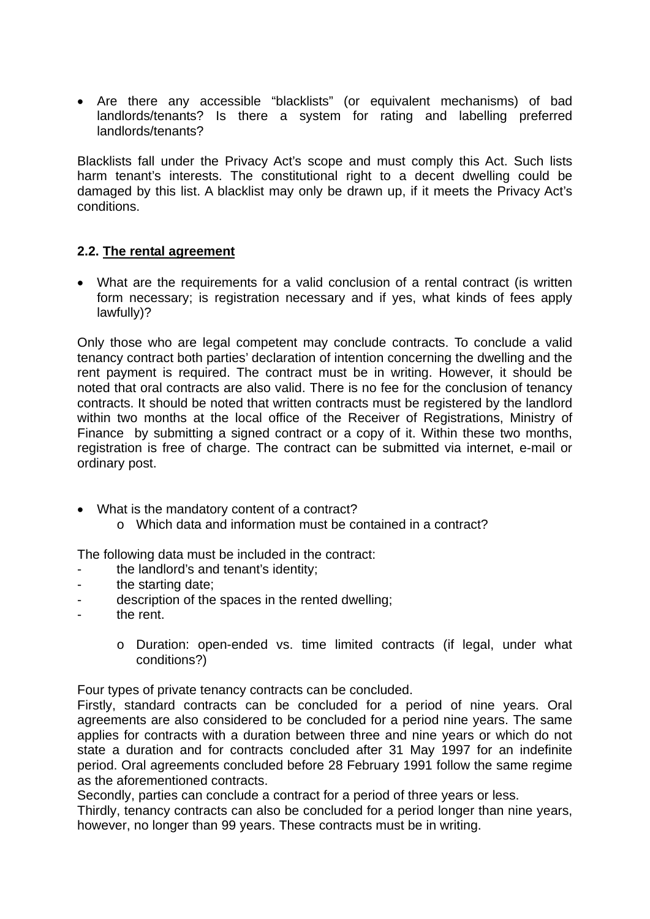- Are there any accessible "blacklists" (or equivalent mechanisms) of bad landlords/tenants? Is there a system for rating and labelling preferred landlords/tenants?

Blacklists fall under the Privacy Act's scope and must comply this Act. Such lists harm tenant's interests. The constitutional right to a decent dwelling could be damaged by this list. A blacklist may only be drawn up, if it meets the Privacy Act's conditions.

### 2.2. The rental agreement

- What are the requirements for a valid conclusion of a rental contract (is written form necessary; is registration necessary and if yes, what kinds of fees apply lawfully)?

Only those who are legal competent may conclude contracts. To conclude a valid tenancy contract both parties' declaration of intention concerning the dwelling and the rent payment is required. The contract must be in writing. However, it should be noted that oral contracts are also valid. There is no fee for the conclusion of tenancy contracts. It should be noted that written contracts must be registered by the landlord within two months at the local office of the Receiver of Registrations, Ministry of Finance by submitting a signed contract or a copy of it. Within these two months, registration is free of charge. The contract can be submitted via internet, e-mail or ordinary post.

- What is the mandatory content of a contract?
  - Which data and information must be contained in a contract?

The following data must be included in the contract:

- the landlord's and tenant's identity;
- the starting date;
- description of the spaces in the rented dwelling;
- the rent.

  - Duration: open-ended vs. time limited contracts (if legal, under what conditions?)

Four types of private tenancy contracts can be concluded.

Firstly, standard contracts can be concluded for a period of nine years. Oral agreements are also considered to be concluded for a period nine years. The same applies for contracts with a duration between three and nine years or which do not state a duration and for contracts concluded after 31 May 1997 for an indefinite period. Oral agreements concluded before 28 February 1991 follow the same regime as the aforementioned contracts.

Secondly, parties can conclude a contract for a period of three years or less.

Thirdly, tenancy contracts can also be concluded for a period longer than nine years, however, no longer than 99 years. These contracts must be in writing.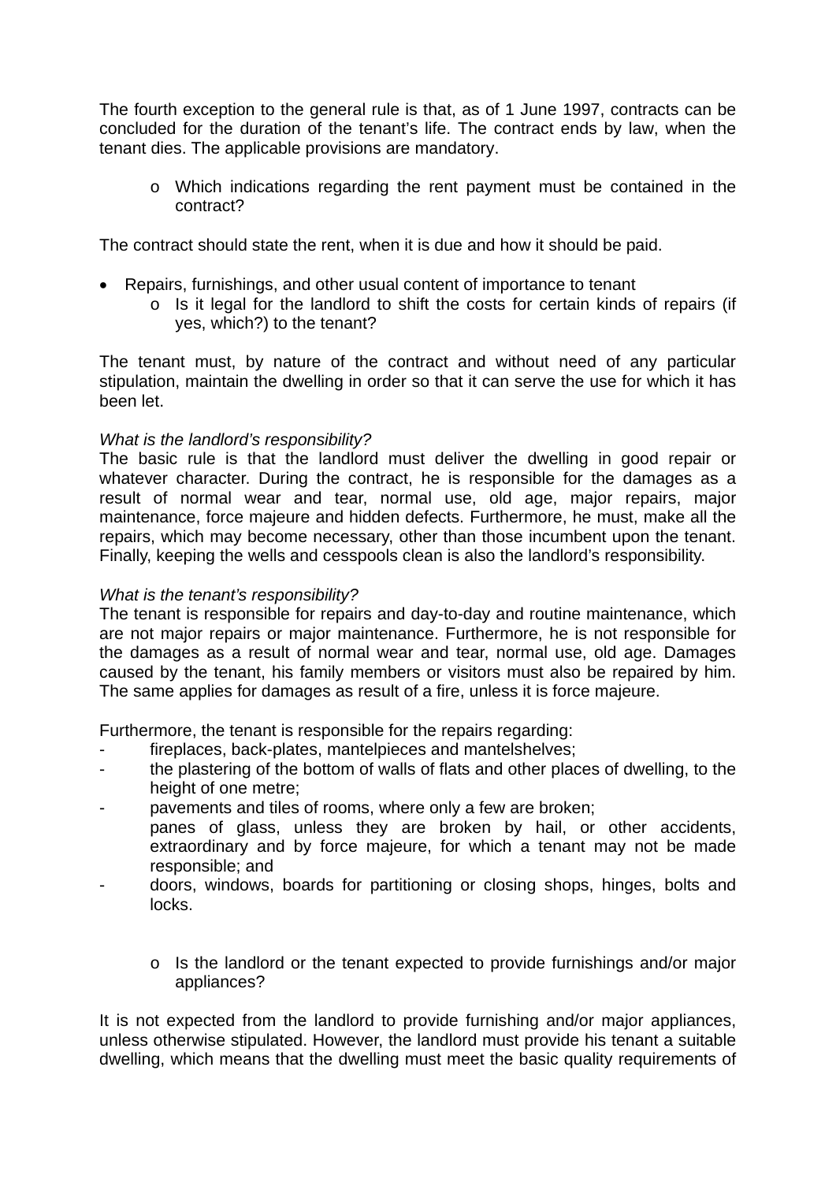The fourth exception to the general rule is that, as of 1 June 1997, contracts can be concluded for the duration of the tenant's life. The contract ends by law, when the tenant dies. The applicable provisions are mandatory.

- Which indications regarding the rent payment must be contained in the contract?

The contract should state the rent, when it is due and how it should be paid.

- Repairs, furnishings, and other usual content of importance to tenant
  - Is it legal for the landlord to shift the costs for certain kinds of repairs (if yes, which?) to the tenant?

The tenant must, by nature of the contract and without need of any particular stipulation, maintain the dwelling in order so that it can serve the use for which it has been let.

*What is the landlord's responsibility?*
The basic rule is that the landlord must deliver the dwelling in good repair or whatever character. During the contract, he is responsible for the damages as a result of normal wear and tear, normal use, old age, major repairs, major maintenance, force majeure and hidden defects. Furthermore, he must, make all the repairs, which may become necessary, other than those incumbent upon the tenant. Finally, keeping the wells and cesspools clean is also the landlord's responsibility.

*What is the tenant's responsibility?*
The tenant is responsible for repairs and day-to-day and routine maintenance, which are not major repairs or major maintenance. Furthermore, he is not responsible for the damages as a result of normal wear and tear, normal use, old age. Damages caused by the tenant, his family members or visitors must also be repaired by him. The same applies for damages as result of a fire, unless it is force majeure.

Furthermore, the tenant is responsible for the repairs regarding:

- fireplaces, back-plates, mantelpieces and mantelshelves;
- the plastering of the bottom of walls of flats and other places of dwelling, to the height of one metre;
- pavements and tiles of rooms, where only a few are broken;
  panes of glass, unless they are broken by hail, or other accidents, extraordinary and by force majeure, for which a tenant may not be made responsible; and
- doors, windows, boards for partitioning or closing shops, hinges, bolts and locks.

  - Is the landlord or the tenant expected to provide furnishings and/or major appliances?

It is not expected from the landlord to provide furnishing and/or major appliances, unless otherwise stipulated. However, the landlord must provide his tenant a suitable dwelling, which means that the dwelling must meet the basic quality requirements of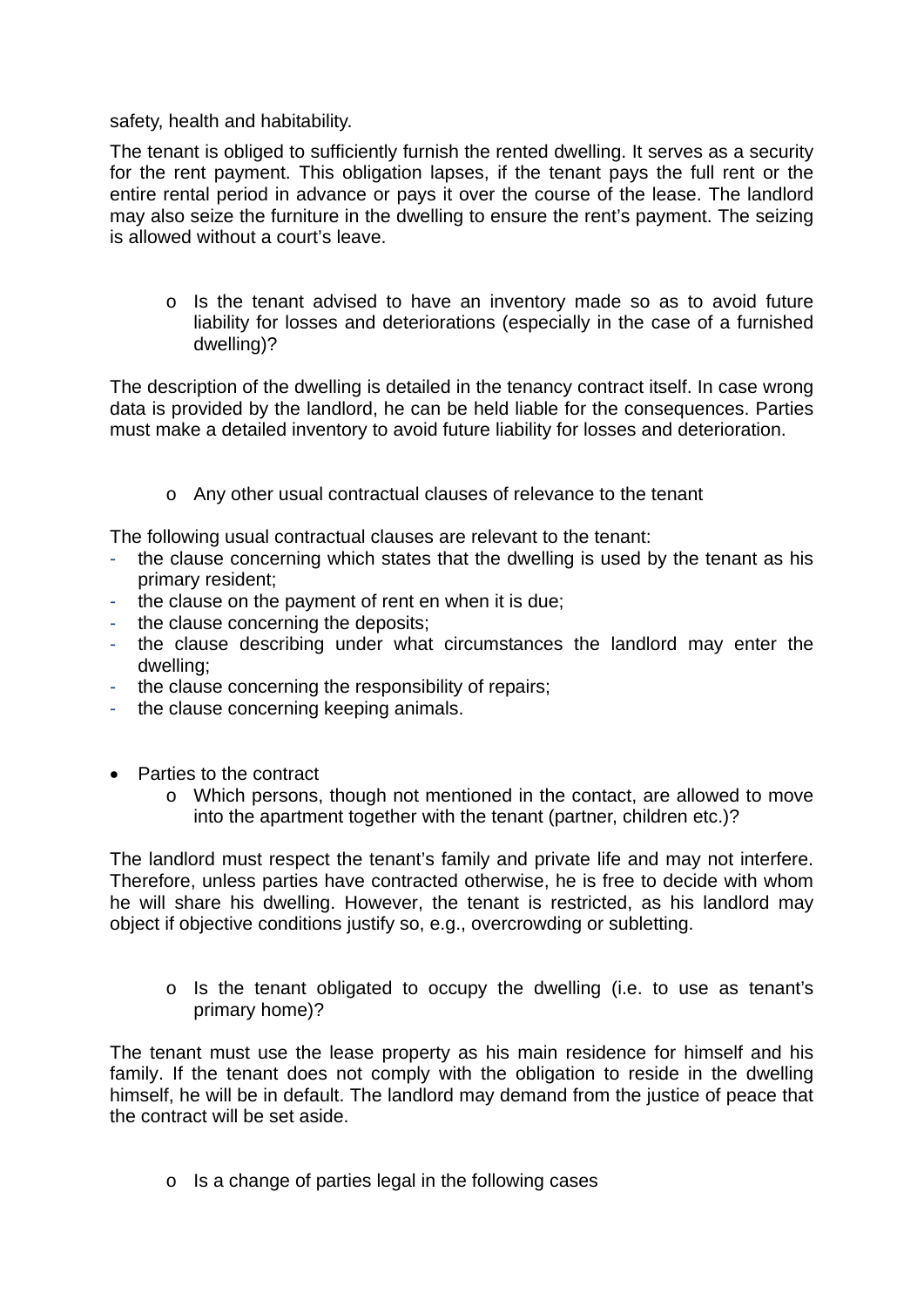safety, health and habitability.

The tenant is obliged to sufficiently furnish the rented dwelling. It serves as a security for the rent payment. This obligation lapses, if the tenant pays the full rent or the entire rental period in advance or pays it over the course of the lease. The landlord may also seize the furniture in the dwelling to ensure the rent's payment. The seizing is allowed without a court's leave.

- o Is the tenant advised to have an inventory made so as to avoid future liability for losses and deteriorations (especially in the case of a furnished dwelling)?

The description of the dwelling is detailed in the tenancy contract itself. In case wrong data is provided by the landlord, he can be held liable for the consequences. Parties must make a detailed inventory to avoid future liability for losses and deterioration.

- o Any other usual contractual clauses of relevance to the tenant

The following usual contractual clauses are relevant to the tenant:

- the clause concerning which states that the dwelling is used by the tenant as his primary resident;
- the clause on the payment of rent en when it is due;
- the clause concerning the deposits;
- the clause describing under what circumstances the landlord may enter the dwelling;
- the clause concerning the responsibility of repairs;
- the clause concerning keeping animals.

- Parties to the contract
  - o Which persons, though not mentioned in the contact, are allowed to move into the apartment together with the tenant (partner, children etc.)?

The landlord must respect the tenant's family and private life and may not interfere. Therefore, unless parties have contracted otherwise, he is free to decide with whom he will share his dwelling. However, the tenant is restricted, as his landlord may object if objective conditions justify so, e.g., overcrowding or subletting.

- o Is the tenant obligated to occupy the dwelling (i.e. to use as tenant's primary home)?

The tenant must use the lease property as his main residence for himself and his family. If the tenant does not comply with the obligation to reside in the dwelling himself, he will be in default. The landlord may demand from the justice of peace that the contract will be set aside.

- o Is a change of parties legal in the following cases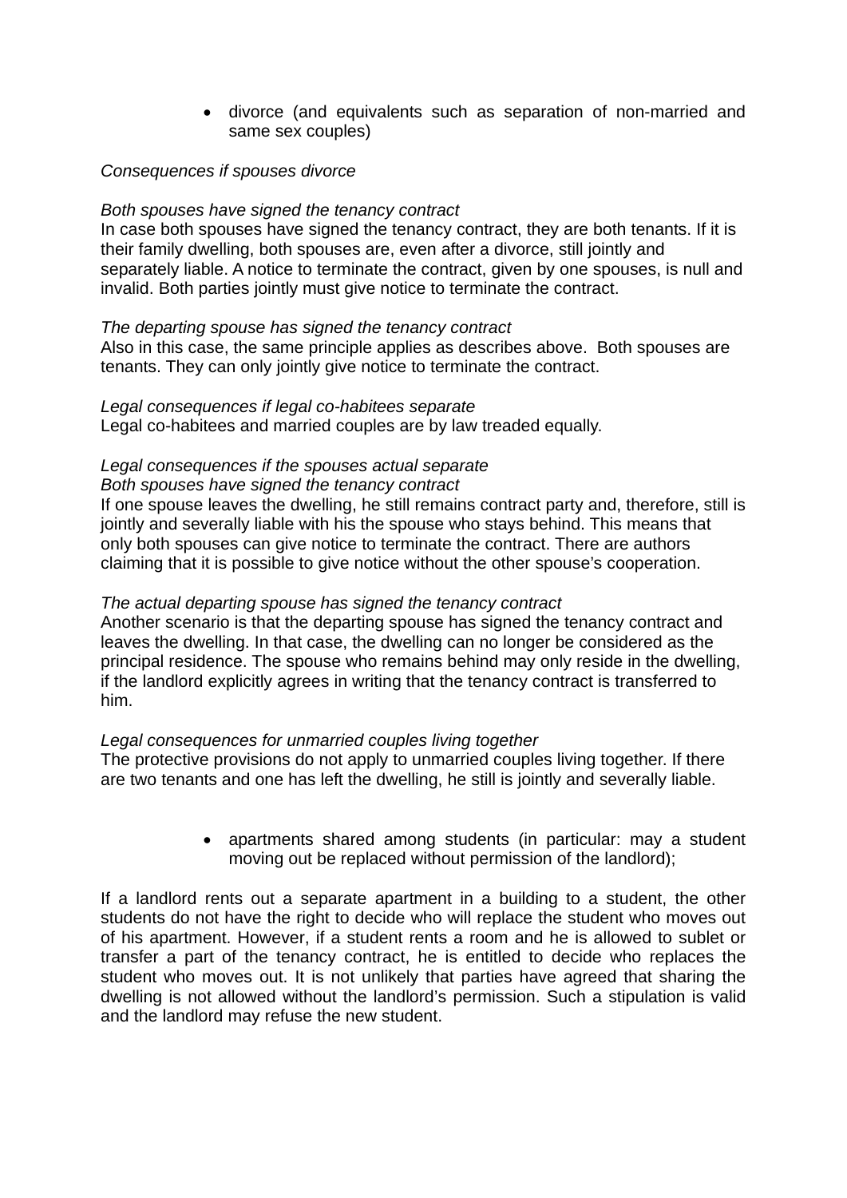- divorce (and equivalents such as separation of non-married and same sex couples)

*Consequences if spouses divorce*

*Both spouses have signed the tenancy contract*
In case both spouses have signed the tenancy contract, they are both tenants. If it is their family dwelling, both spouses are, even after a divorce, still jointly and separately liable. A notice to terminate the contract, given by one spouses, is null and invalid. Both parties jointly must give notice to terminate the contract.

*The departing spouse has signed the tenancy contract*
Also in this case, the same principle applies as describes above. Both spouses are tenants. They can only jointly give notice to terminate the contract.

*Legal consequences if legal co-habitees separate*
Legal co-habitees and married couples are by law treaded equally.

*Legal consequences if the spouses actual separate*
*Both spouses have signed the tenancy contract*
If one spouse leaves the dwelling, he still remains contract party and, therefore, still is jointly and severally liable with his the spouse who stays behind. This means that only both spouses can give notice to terminate the contract. There are authors claiming that it is possible to give notice without the other spouse's cooperation.

*The actual departing spouse has signed the tenancy contract*
Another scenario is that the departing spouse has signed the tenancy contract and leaves the dwelling. In that case, the dwelling can no longer be considered as the principal residence. The spouse who remains behind may only reside in the dwelling, if the landlord explicitly agrees in writing that the tenancy contract is transferred to him.

*Legal consequences for unmarried couples living together*
The protective provisions do not apply to unmarried couples living together. If there are two tenants and one has left the dwelling, he still is jointly and severally liable.

- apartments shared among students (in particular: may a student moving out be replaced without permission of the landlord);

If a landlord rents out a separate apartment in a building to a student, the other students do not have the right to decide who will replace the student who moves out of his apartment. However, if a student rents a room and he is allowed to sublet or transfer a part of the tenancy contract, he is entitled to decide who replaces the student who moves out. It is not unlikely that parties have agreed that sharing the dwelling is not allowed without the landlord's permission. Such a stipulation is valid and the landlord may refuse the new student.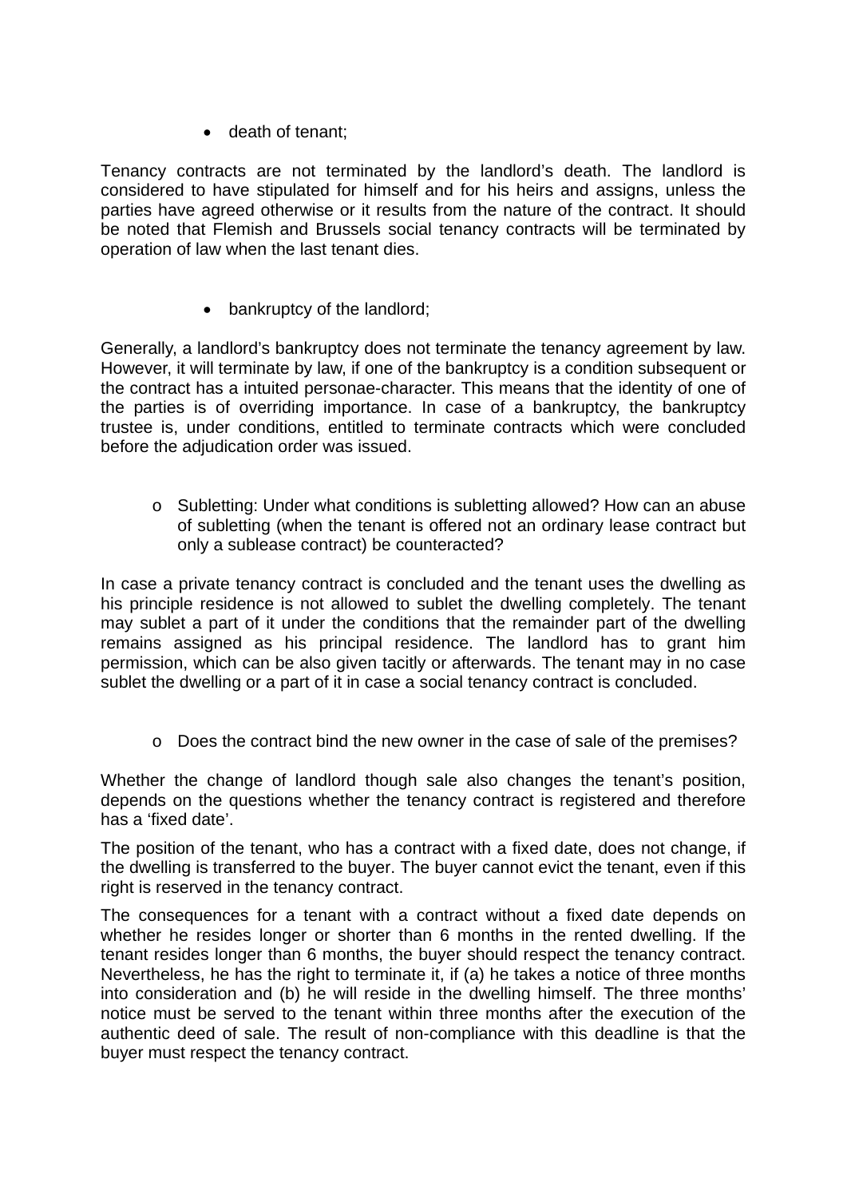- death of tenant;

Tenancy contracts are not terminated by the landlord's death. The landlord is considered to have stipulated for himself and for his heirs and assigns, unless the parties have agreed otherwise or it results from the nature of the contract. It should be noted that Flemish and Brussels social tenancy contracts will be terminated by operation of law when the last tenant dies.

- bankruptcy of the landlord;

Generally, a landlord's bankruptcy does not terminate the tenancy agreement by law. However, it will terminate by law, if one of the bankruptcy is a condition subsequent or the contract has a intuited personae-character. This means that the identity of one of the parties is of overriding importance. In case of a bankruptcy, the bankruptcy trustee is, under conditions, entitled to terminate contracts which were concluded before the adjudication order was issued.

- Subletting: Under what conditions is subletting allowed? How can an abuse of subletting (when the tenant is offered not an ordinary lease contract but only a sublease contract) be counteracted?

In case a private tenancy contract is concluded and the tenant uses the dwelling as his principle residence is not allowed to sublet the dwelling completely. The tenant may sublet a part of it under the conditions that the remainder part of the dwelling remains assigned as his principal residence. The landlord has to grant him permission, which can be also given tacitly or afterwards. The tenant may in no case sublet the dwelling or a part of it in case a social tenancy contract is concluded.

- Does the contract bind the new owner in the case of sale of the premises?

Whether the change of landlord though sale also changes the tenant's position, depends on the questions whether the tenancy contract is registered and therefore has a 'fixed date'.

The position of the tenant, who has a contract with a fixed date, does not change, if the dwelling is transferred to the buyer. The buyer cannot evict the tenant, even if this right is reserved in the tenancy contract.

The consequences for a tenant with a contract without a fixed date depends on whether he resides longer or shorter than 6 months in the rented dwelling. If the tenant resides longer than 6 months, the buyer should respect the tenancy contract. Nevertheless, he has the right to terminate it, if (a) he takes a notice of three months into consideration and (b) he will reside in the dwelling himself. The three months' notice must be served to the tenant within three months after the execution of the authentic deed of sale. The result of non-compliance with this deadline is that the buyer must respect the tenancy contract.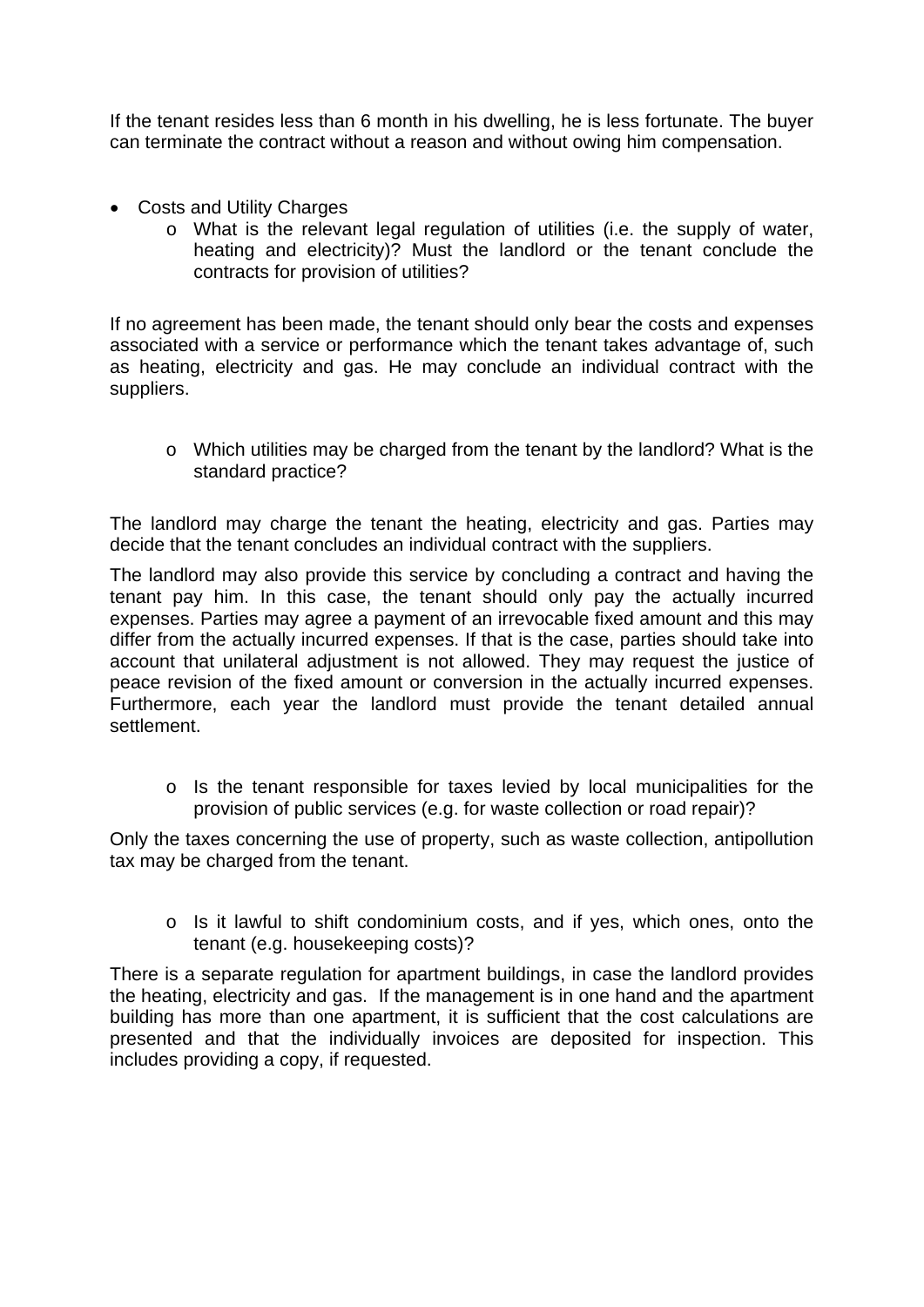If the tenant resides less than 6 month in his dwelling, he is less fortunate. The buyer can terminate the contract without a reason and without owing him compensation.

- Costs and Utility Charges
  - What is the relevant legal regulation of utilities (i.e. the supply of water, heating and electricity)? Must the landlord or the tenant conclude the contracts for provision of utilities?

If no agreement has been made, the tenant should only bear the costs and expenses associated with a service or performance which the tenant takes advantage of, such as heating, electricity and gas. He may conclude an individual contract with the suppliers.

  - Which utilities may be charged from the tenant by the landlord? What is the standard practice?

The landlord may charge the tenant the heating, electricity and gas. Parties may decide that the tenant concludes an individual contract with the suppliers.

The landlord may also provide this service by concluding a contract and having the tenant pay him. In this case, the tenant should only pay the actually incurred expenses. Parties may agree a payment of an irrevocable fixed amount and this may differ from the actually incurred expenses. If that is the case, parties should take into account that unilateral adjustment is not allowed. They may request the justice of peace revision of the fixed amount or conversion in the actually incurred expenses. Furthermore, each year the landlord must provide the tenant detailed annual settlement.

  - Is the tenant responsible for taxes levied by local municipalities for the provision of public services (e.g. for waste collection or road repair)?

Only the taxes concerning the use of property, such as waste collection, antipollution tax may be charged from the tenant.

  - Is it lawful to shift condominium costs, and if yes, which ones, onto the tenant (e.g. housekeeping costs)?

There is a separate regulation for apartment buildings, in case the landlord provides the heating, electricity and gas. If the management is in one hand and the apartment building has more than one apartment, it is sufficient that the cost calculations are presented and that the individually invoices are deposited for inspection. This includes providing a copy, if requested.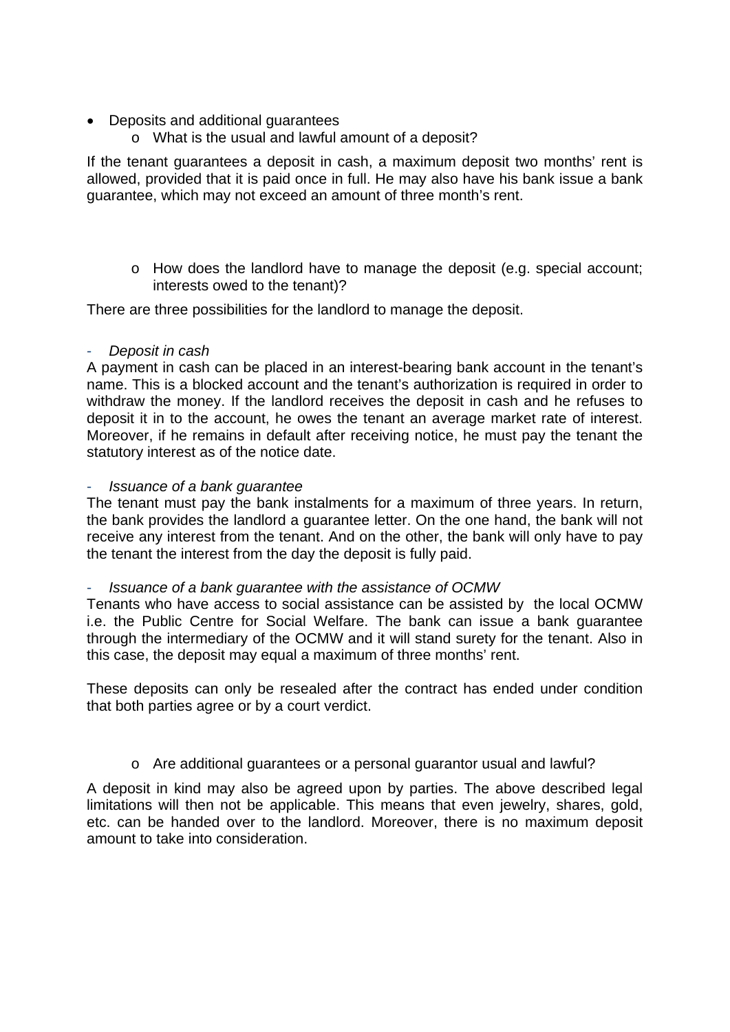- Deposits and additional guarantees
    - What is the usual and lawful amount of a deposit?

If the tenant guarantees a deposit in cash, a maximum deposit two months' rent is allowed, provided that it is paid once in full. He may also have his bank issue a bank guarantee, which may not exceed an amount of three month's rent.

- How does the landlord have to manage the deposit (e.g. special account; interests owed to the tenant)?

There are three possibilities for the landlord to manage the deposit.

- *Deposit in cash*

A payment in cash can be placed in an interest-bearing bank account in the tenant's name. This is a blocked account and the tenant's authorization is required in order to withdraw the money. If the landlord receives the deposit in cash and he refuses to deposit it in to the account, he owes the tenant an average market rate of interest. Moreover, if he remains in default after receiving notice, he must pay the tenant the statutory interest as of the notice date.

- *Issuance of a bank guarantee*

The tenant must pay the bank instalments for a maximum of three years. In return, the bank provides the landlord a guarantee letter. On the one hand, the bank will not receive any interest from the tenant. And on the other, the bank will only have to pay the tenant the interest from the day the deposit is fully paid.

- *Issuance of a bank guarantee with the assistance of OCMW*

Tenants who have access to social assistance can be assisted by the local OCMW i.e. the Public Centre for Social Welfare. The bank can issue a bank guarantee through the intermediary of the OCMW and it will stand surety for the tenant. Also in this case, the deposit may equal a maximum of three months' rent.

These deposits can only be resealed after the contract has ended under condition that both parties agree or by a court verdict.

- Are additional guarantees or a personal guarantor usual and lawful?

A deposit in kind may also be agreed upon by parties. The above described legal limitations will then not be applicable. This means that even jewelry, shares, gold, etc. can be handed over to the landlord. Moreover, there is no maximum deposit amount to take into consideration.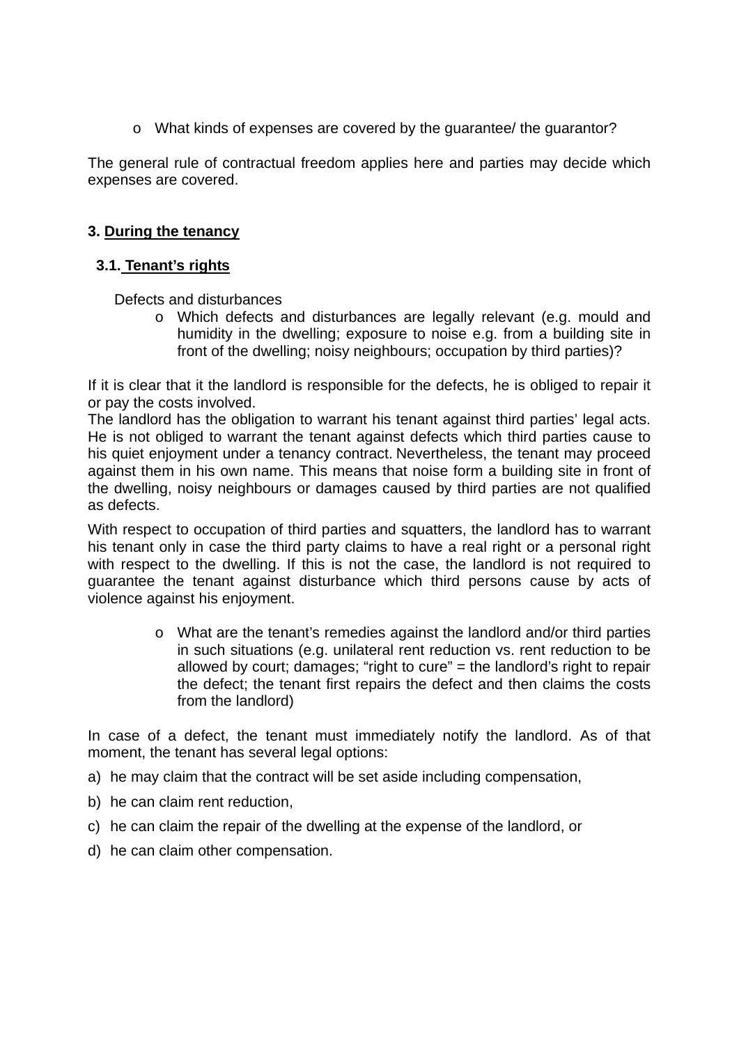- What kinds of expenses are covered by the guarantee/ the guarantor?

The general rule of contractual freedom applies here and parties may decide which expenses are covered.

## 3. During the tenancy

### 3.1. Tenant's rights

Defects and disturbances

- Which defects and disturbances are legally relevant (e.g. mould and humidity in the dwelling; exposure to noise e.g. from a building site in front of the dwelling; noisy neighbours; occupation by third parties)?

If it is clear that it the landlord is responsible for the defects, he is obliged to repair it or pay the costs involved.
The landlord has the obligation to warrant his tenant against third parties' legal acts. He is not obliged to warrant the tenant against defects which third parties cause to his quiet enjoyment under a tenancy contract. Nevertheless, the tenant may proceed against them in his own name. This means that noise form a building site in front of the dwelling, noisy neighbours or damages caused by third parties are not qualified as defects.

With respect to occupation of third parties and squatters, the landlord has to warrant his tenant only in case the third party claims to have a real right or a personal right with respect to the dwelling. If this is not the case, the landlord is not required to guarantee the tenant against disturbance which third persons cause by acts of violence against his enjoyment.

- What are the tenant's remedies against the landlord and/or third parties in such situations (e.g. unilateral rent reduction vs. rent reduction to be allowed by court; damages; "right to cure" = the landlord's right to repair the defect; the tenant first repairs the defect and then claims the costs from the landlord)

In case of a defect, the tenant must immediately notify the landlord. As of that moment, the tenant has several legal options:

a) he may claim that the contract will be set aside including compensation,

b) he can claim rent reduction,

c) he can claim the repair of the dwelling at the expense of the landlord, or

d) he can claim other compensation.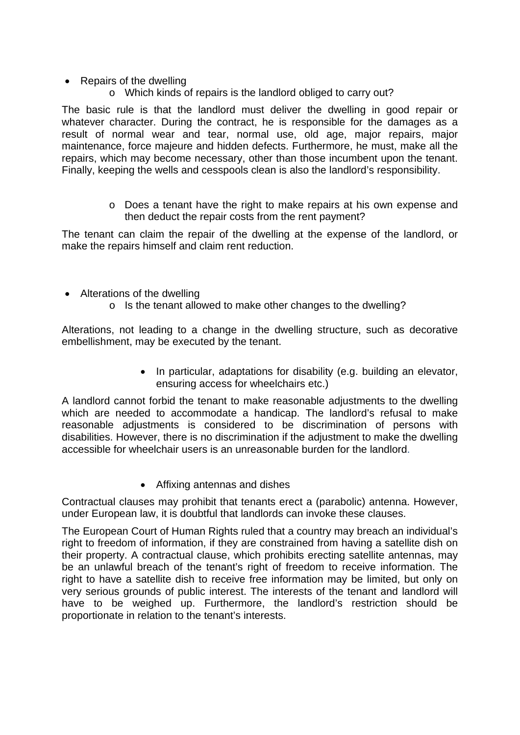- Repairs of the dwelling
    - Which kinds of repairs is the landlord obliged to carry out?

The basic rule is that the landlord must deliver the dwelling in good repair or whatever character. During the contract, he is responsible for the damages as a result of normal wear and tear, normal use, old age, major repairs, major maintenance, force majeure and hidden defects. Furthermore, he must, make all the repairs, which may become necessary, other than those incumbent upon the tenant. Finally, keeping the wells and cesspools clean is also the landlord's responsibility.

- Does a tenant have the right to make repairs at his own expense and then deduct the repair costs from the rent payment?

The tenant can claim the repair of the dwelling at the expense of the landlord, or make the repairs himself and claim rent reduction.

- Alterations of the dwelling
    - Is the tenant allowed to make other changes to the dwelling?

Alterations, not leading to a change in the dwelling structure, such as decorative embellishment, may be executed by the tenant.

- In particular, adaptations for disability (e.g. building an elevator, ensuring access for wheelchairs etc.)

A landlord cannot forbid the tenant to make reasonable adjustments to the dwelling which are needed to accommodate a handicap. The landlord's refusal to make reasonable adjustments is considered to be discrimination of persons with disabilities. However, there is no discrimination if the adjustment to make the dwelling accessible for wheelchair users is an unreasonable burden for the landlord.

- Affixing antennas and dishes

Contractual clauses may prohibit that tenants erect a (parabolic) antenna. However, under European law, it is doubtful that landlords can invoke these clauses.

The European Court of Human Rights ruled that a country may breach an individual's right to freedom of information, if they are constrained from having a satellite dish on their property. A contractual clause, which prohibits erecting satellite antennas, may be an unlawful breach of the tenant's right of freedom to receive information. The right to have a satellite dish to receive free information may be limited, but only on very serious grounds of public interest. The interests of the tenant and landlord will have to be weighed up. Furthermore, the landlord's restriction should be proportionate in relation to the tenant's interests.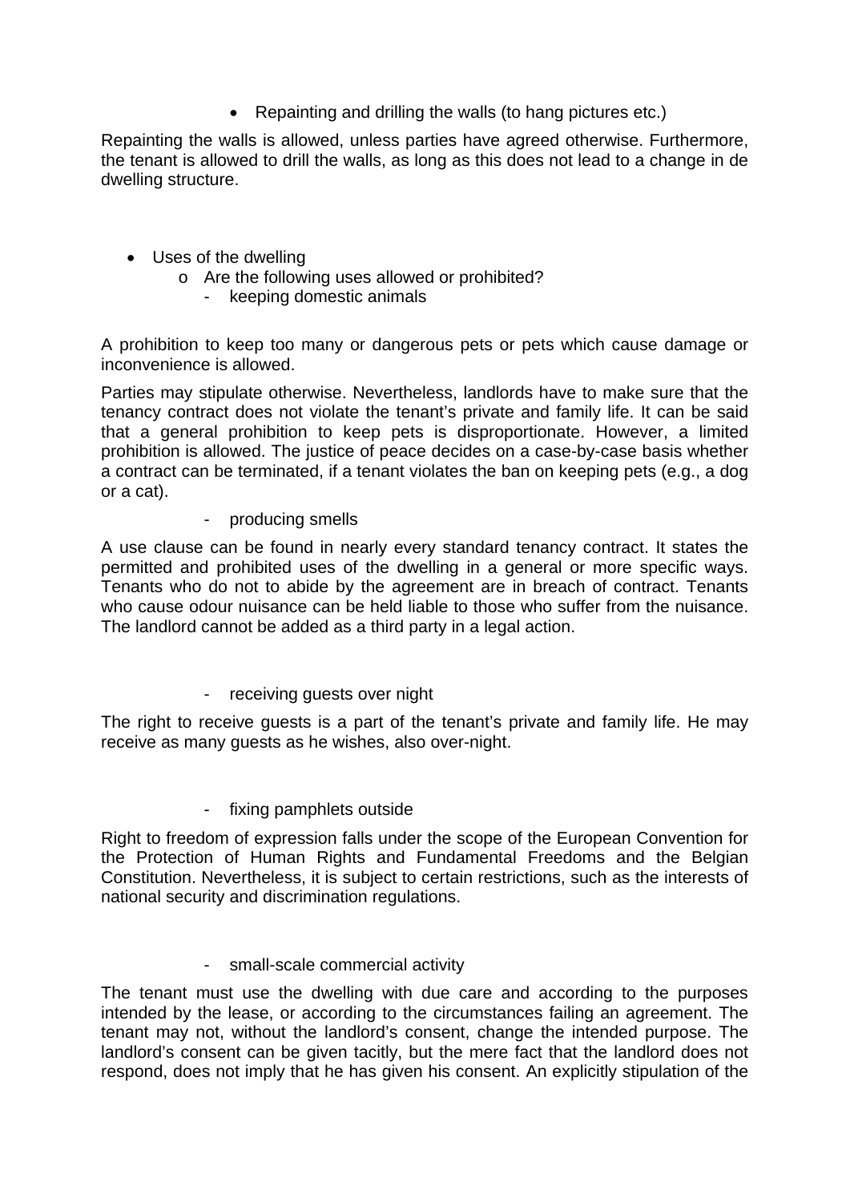- Repainting and drilling the walls (to hang pictures etc.)

Repainting the walls is allowed, unless parties have agreed otherwise. Furthermore, the tenant is allowed to drill the walls, as long as this does not lead to a change in de dwelling structure.

- Uses of the dwelling
  - o Are the following uses allowed or prohibited?
    - keeping domestic animals

A prohibition to keep too many or dangerous pets or pets which cause damage or inconvenience is allowed.

Parties may stipulate otherwise. Nevertheless, landlords have to make sure that the tenancy contract does not violate the tenant's private and family life. It can be said that a general prohibition to keep pets is disproportionate. However, a limited prohibition is allowed. The justice of peace decides on a case-by-case basis whether a contract can be terminated, if a tenant violates the ban on keeping pets (e.g., a dog or a cat).

- producing smells

A use clause can be found in nearly every standard tenancy contract. It states the permitted and prohibited uses of the dwelling in a general or more specific ways. Tenants who do not to abide by the agreement are in breach of contract. Tenants who cause odour nuisance can be held liable to those who suffer from the nuisance. The landlord cannot be added as a third party in a legal action.

- receiving guests over night

The right to receive guests is a part of the tenant's private and family life. He may receive as many guests as he wishes, also over-night.

- fixing pamphlets outside

Right to freedom of expression falls under the scope of the European Convention for the Protection of Human Rights and Fundamental Freedoms and the Belgian Constitution. Nevertheless, it is subject to certain restrictions, such as the interests of national security and discrimination regulations.

- small-scale commercial activity

The tenant must use the dwelling with due care and according to the purposes intended by the lease, or according to the circumstances failing an agreement. The tenant may not, without the landlord's consent, change the intended purpose. The landlord's consent can be given tacitly, but the mere fact that the landlord does not respond, does not imply that he has given his consent. An explicitly stipulation of the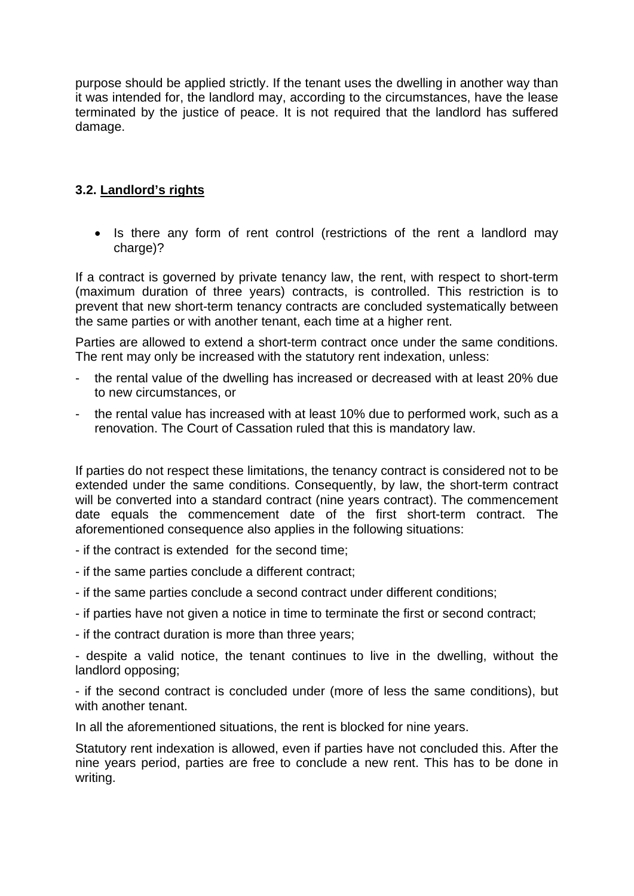purpose should be applied strictly. If the tenant uses the dwelling in another way than it was intended for, the landlord may, according to the circumstances, have the lease terminated by the justice of peace. It is not required that the landlord has suffered damage.

### 3.2. Landlord's rights

- Is there any form of rent control (restrictions of the rent a landlord may charge)?

If a contract is governed by private tenancy law, the rent, with respect to short-term (maximum duration of three years) contracts, is controlled. This restriction is to prevent that new short-term tenancy contracts are concluded systematically between the same parties or with another tenant, each time at a higher rent.

Parties are allowed to extend a short-term contract once under the same conditions. The rent may only be increased with the statutory rent indexation, unless:

- the rental value of the dwelling has increased or decreased with at least 20% due to new circumstances, or
- the rental value has increased with at least 10% due to performed work, such as a renovation. The Court of Cassation ruled that this is mandatory law.

If parties do not respect these limitations, the tenancy contract is considered not to be extended under the same conditions. Consequently, by law, the short-term contract will be converted into a standard contract (nine years contract). The commencement date equals the commencement date of the first short-term contract. The aforementioned consequence also applies in the following situations:

- if the contract is extended for the second time;
- if the same parties conclude a different contract;
- if the same parties conclude a second contract under different conditions;
- if parties have not given a notice in time to terminate the first or second contract;
- if the contract duration is more than three years;
- despite a valid notice, the tenant continues to live in the dwelling, without the landlord opposing;
- if the second contract is concluded under (more of less the same conditions), but with another tenant.

In all the aforementioned situations, the rent is blocked for nine years.

Statutory rent indexation is allowed, even if parties have not concluded this. After the nine years period, parties are free to conclude a new rent. This has to be done in writing.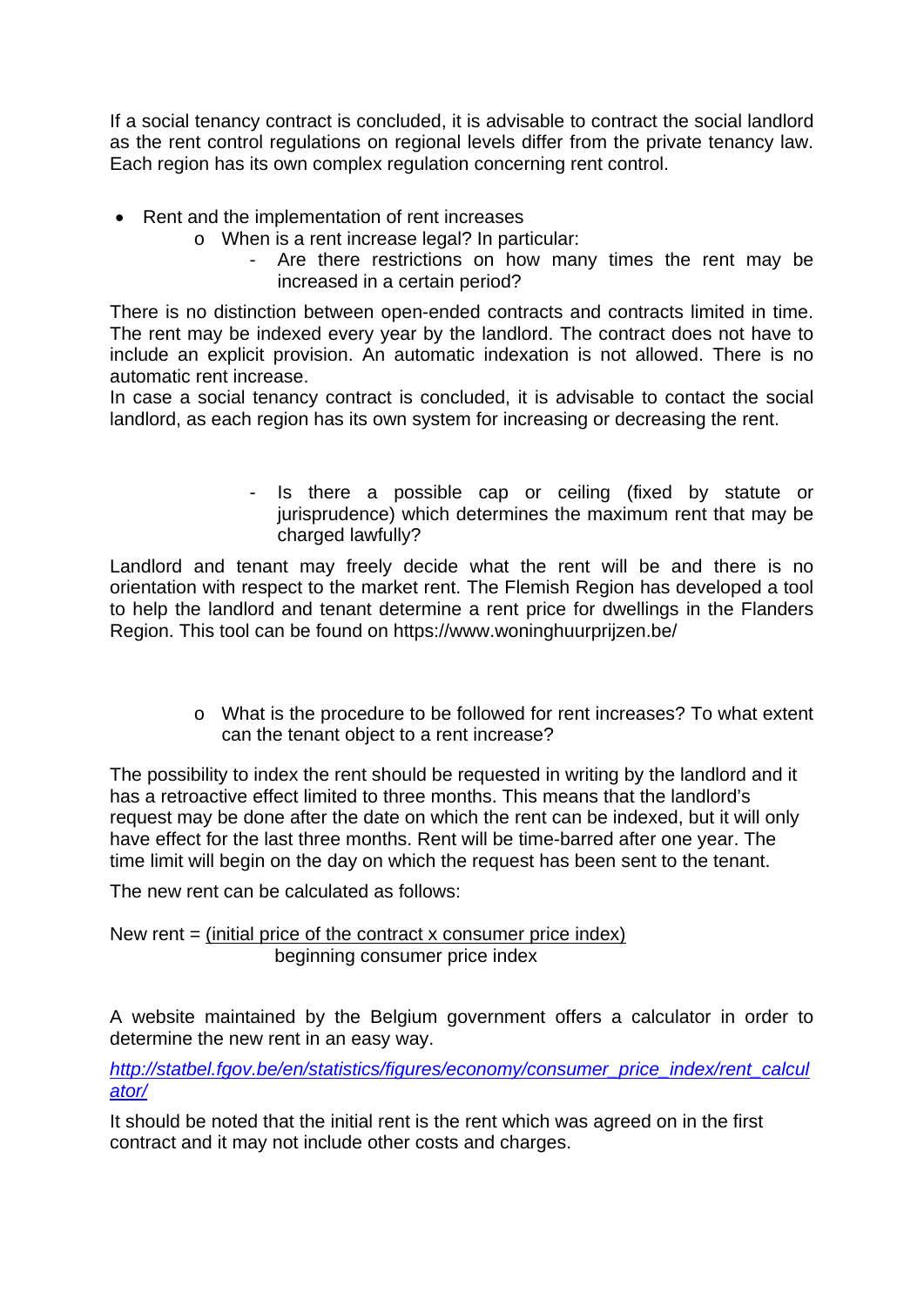If a social tenancy contract is concluded, it is advisable to contract the social landlord as the rent control regulations on regional levels differ from the private tenancy law. Each region has its own complex regulation concerning rent control.

- Rent and the implementation of rent increases
    - When is a rent increase legal? In particular:
        - Are there restrictions on how many times the rent may be increased in a certain period?

There is no distinction between open-ended contracts and contracts limited in time. The rent may be indexed every year by the landlord. The contract does not have to include an explicit provision. An automatic indexation is not allowed. There is no automatic rent increase.
In case a social tenancy contract is concluded, it is advisable to contact the social landlord, as each region has its own system for increasing or decreasing the rent.

- Is there a possible cap or ceiling (fixed by statute or jurisprudence) which determines the maximum rent that may be charged lawfully?

Landlord and tenant may freely decide what the rent will be and there is no orientation with respect to the market rent. The Flemish Region has developed a tool to help the landlord and tenant determine a rent price for dwellings in the Flanders Region. This tool can be found on https://www.woninghuurprijzen.be/

- What is the procedure to be followed for rent increases? To what extent can the tenant object to a rent increase?

The possibility to index the rent should be requested in writing by the landlord and it has a retroactive effect limited to three months. This means that the landlord's request may be done after the date on which the rent can be indexed, but it will only have effect for the last three months. Rent will be time-barred after one year. The time limit will begin on the day on which the request has been sent to the tenant.

The new rent can be calculated as follows:

$$\text{New rent} = \frac{\text{initial price of the contract} \times \text{consumer price index}}{\text{beginning consumer price index}}$$

A website maintained by the Belgium government offers a calculator in order to determine the new rent in an easy way.

*http://statbel.fgov.be/en/statistics/figures/economy/consumer_price_index/rent_calculator/*

It should be noted that the initial rent is the rent which was agreed on in the first contract and it may not include other costs and charges.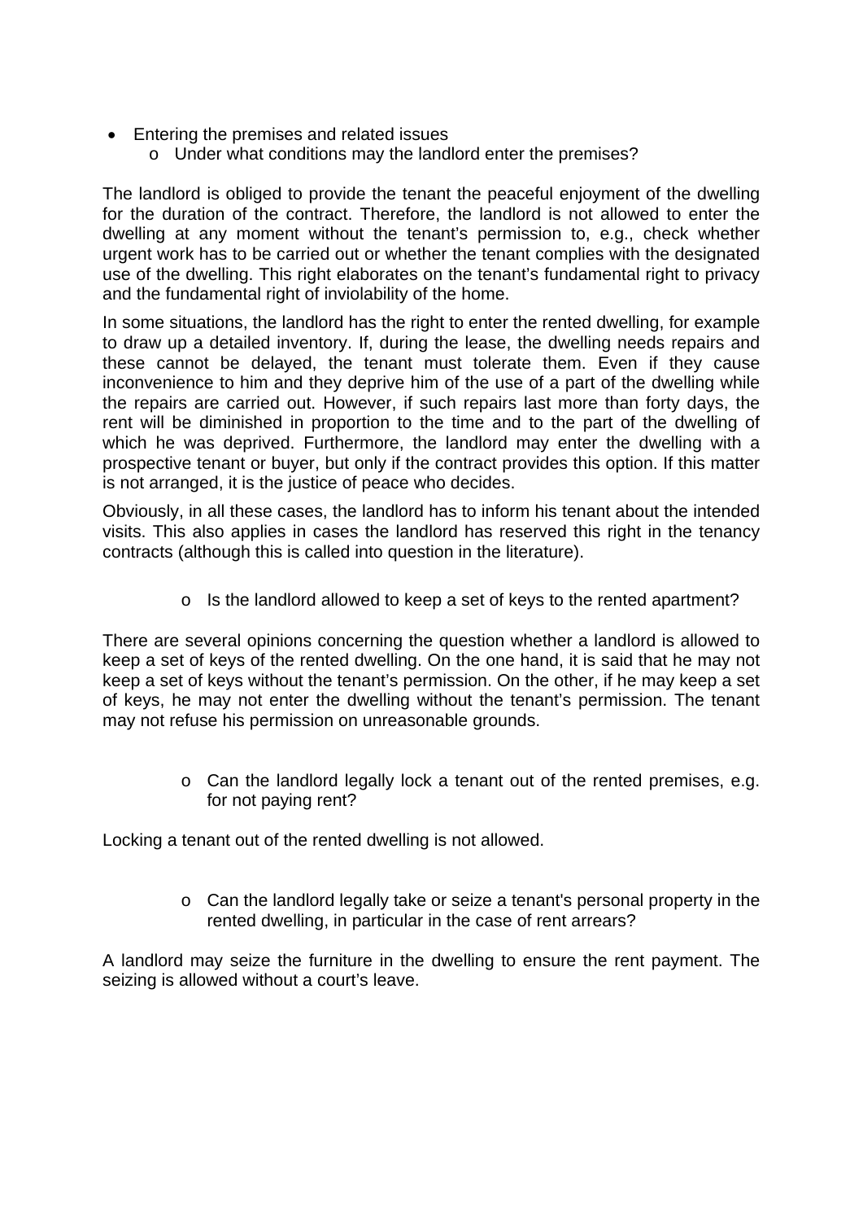- Entering the premises and related issues
  - Under what conditions may the landlord enter the premises?

The landlord is obliged to provide the tenant the peaceful enjoyment of the dwelling for the duration of the contract. Therefore, the landlord is not allowed to enter the dwelling at any moment without the tenant's permission to, e.g., check whether urgent work has to be carried out or whether the tenant complies with the designated use of the dwelling. This right elaborates on the tenant's fundamental right to privacy and the fundamental right of inviolability of the home.

In some situations, the landlord has the right to enter the rented dwelling, for example to draw up a detailed inventory. If, during the lease, the dwelling needs repairs and these cannot be delayed, the tenant must tolerate them. Even if they cause inconvenience to him and they deprive him of the use of a part of the dwelling while the repairs are carried out. However, if such repairs last more than forty days, the rent will be diminished in proportion to the time and to the part of the dwelling of which he was deprived. Furthermore, the landlord may enter the dwelling with a prospective tenant or buyer, but only if the contract provides this option. If this matter is not arranged, it is the justice of peace who decides.

Obviously, in all these cases, the landlord has to inform his tenant about the intended visits. This also applies in cases the landlord has reserved this right in the tenancy contracts (although this is called into question in the literature).

- Is the landlord allowed to keep a set of keys to the rented apartment?

There are several opinions concerning the question whether a landlord is allowed to keep a set of keys of the rented dwelling. On the one hand, it is said that he may not keep a set of keys without the tenant's permission. On the other, if he may keep a set of keys, he may not enter the dwelling without the tenant's permission. The tenant may not refuse his permission on unreasonable grounds.

- Can the landlord legally lock a tenant out of the rented premises, e.g. for not paying rent?

Locking a tenant out of the rented dwelling is not allowed.

- Can the landlord legally take or seize a tenant's personal property in the rented dwelling, in particular in the case of rent arrears?

A landlord may seize the furniture in the dwelling to ensure the rent payment. The seizing is allowed without a court's leave.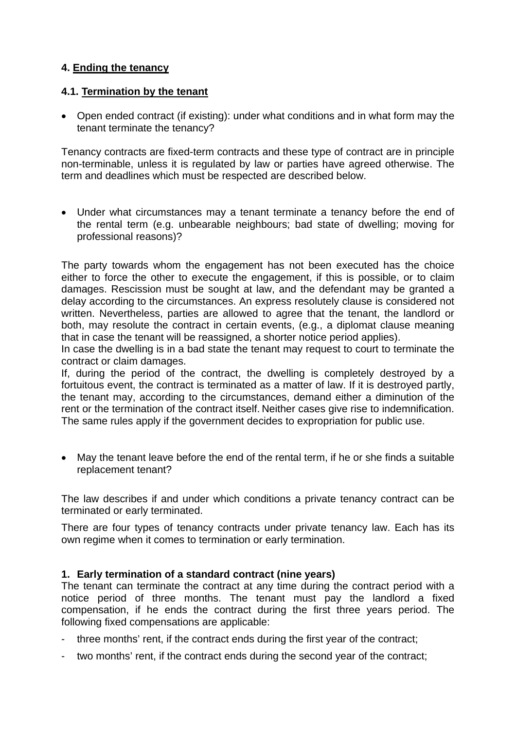## 4. Ending the tenancy

### 4.1. Termination by the tenant

- Open ended contract (if existing): under what conditions and in what form may the tenant terminate the tenancy?

Tenancy contracts are fixed-term contracts and these type of contract are in principle non-terminable, unless it is regulated by law or parties have agreed otherwise. The term and deadlines which must be respected are described below.

- Under what circumstances may a tenant terminate a tenancy before the end of the rental term (e.g. unbearable neighbours; bad state of dwelling; moving for professional reasons)?

The party towards whom the engagement has not been executed has the choice either to force the other to execute the engagement, if this is possible, or to claim damages. Rescission must be sought at law, and the defendant may be granted a delay according to the circumstances. An express resolutely clause is considered not written. Nevertheless, parties are allowed to agree that the tenant, the landlord or both, may resolute the contract in certain events, (e.g., a diplomat clause meaning that in case the tenant will be reassigned, a shorter notice period applies).

In case the dwelling is in a bad state the tenant may request to court to terminate the contract or claim damages.

If, during the period of the contract, the dwelling is completely destroyed by a fortuitous event, the contract is terminated as a matter of law. If it is destroyed partly, the tenant may, according to the circumstances, demand either a diminution of the rent or the termination of the contract itself. Neither cases give rise to indemnification. The same rules apply if the government decides to expropriation for public use.

- May the tenant leave before the end of the rental term, if he or she finds a suitable replacement tenant?

The law describes if and under which conditions a private tenancy contract can be terminated or early terminated.

There are four types of tenancy contracts under private tenancy law. Each has its own regime when it comes to termination or early termination.

**1. Early termination of a standard contract (nine years)**

The tenant can terminate the contract at any time during the contract period with a notice period of three months. The tenant must pay the landlord a fixed compensation, if he ends the contract during the first three years period. The following fixed compensations are applicable:

- three months' rent, if the contract ends during the first year of the contract;
- two months' rent, if the contract ends during the second year of the contract;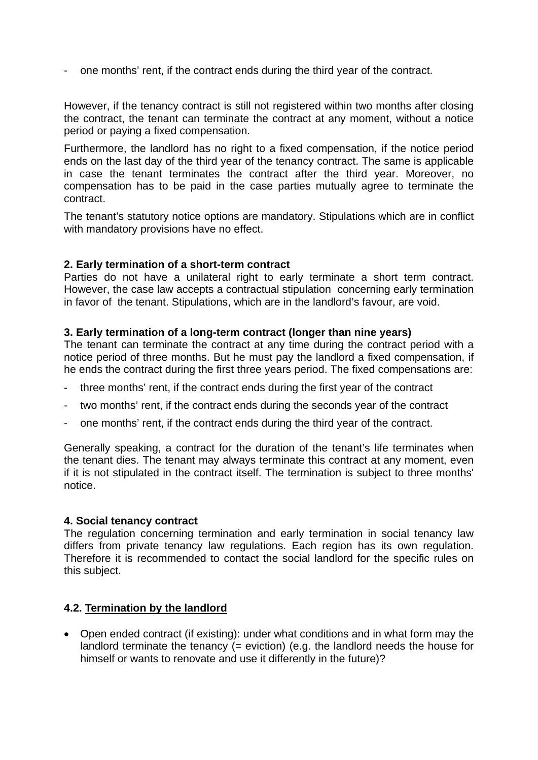- one months' rent, if the contract ends during the third year of the contract.

However, if the tenancy contract is still not registered within two months after closing the contract, the tenant can terminate the contract at any moment, without a notice period or paying a fixed compensation.

Furthermore, the landlord has no right to a fixed compensation, if the notice period ends on the last day of the third year of the tenancy contract. The same is applicable in case the tenant terminates the contract after the third year. Moreover, no compensation has to be paid in the case parties mutually agree to terminate the contract.

The tenant's statutory notice options are mandatory. Stipulations which are in conflict with mandatory provisions have no effect.

**2. Early termination of a short-term contract**

Parties do not have a unilateral right to early terminate a short term contract. However, the case law accepts a contractual stipulation concerning early termination in favor of the tenant. Stipulations, which are in the landlord's favour, are void.

**3. Early termination of a long-term contract (longer than nine years)**

The tenant can terminate the contract at any time during the contract period with a notice period of three months. But he must pay the landlord a fixed compensation, if he ends the contract during the first three years period. The fixed compensations are:

- three months' rent, if the contract ends during the first year of the contract
- two months' rent, if the contract ends during the seconds year of the contract
- one months' rent, if the contract ends during the third year of the contract.

Generally speaking, a contract for the duration of the tenant's life terminates when the tenant dies. The tenant may always terminate this contract at any moment, even if it is not stipulated in the contract itself. The termination is subject to three months' notice.

**4. Social tenancy contract**

The regulation concerning termination and early termination in social tenancy law differs from private tenancy law regulations. Each region has its own regulation. Therefore it is recommended to contact the social landlord for the specific rules on this subject.

### 4.2. Termination by the landlord

- Open ended contract (if existing): under what conditions and in what form may the landlord terminate the tenancy (= eviction) (e.g. the landlord needs the house for himself or wants to renovate and use it differently in the future)?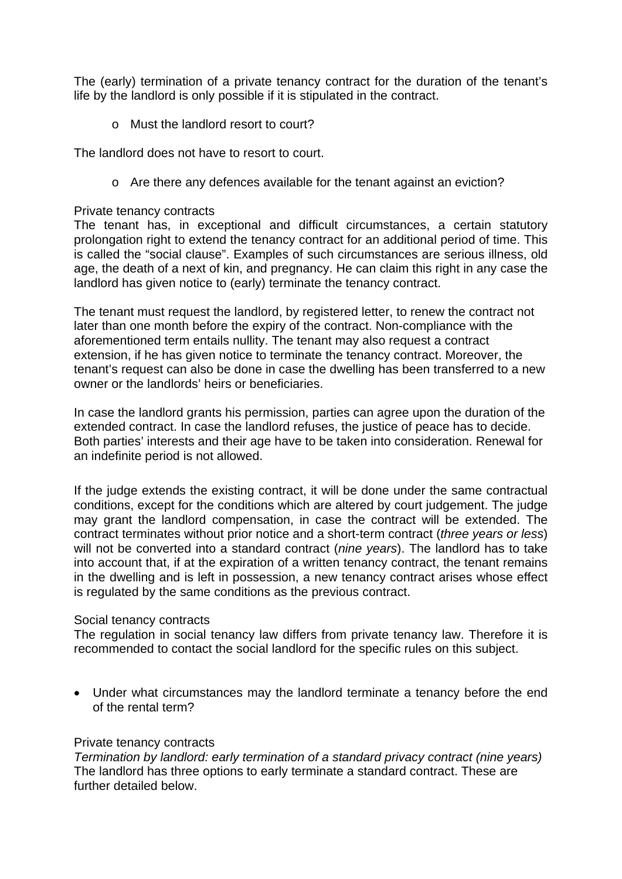The (early) termination of a private tenancy contract for the duration of the tenant's life by the landlord is only possible if it is stipulated in the contract.

- Must the landlord resort to court?

The landlord does not have to resort to court.

- Are there any defences available for the tenant against an eviction?

Private tenancy contracts

The tenant has, in exceptional and difficult circumstances, a certain statutory prolongation right to extend the tenancy contract for an additional period of time. This is called the "social clause". Examples of such circumstances are serious illness, old age, the death of a next of kin, and pregnancy. He can claim this right in any case the landlord has given notice to (early) terminate the tenancy contract.

The tenant must request the landlord, by registered letter, to renew the contract not later than one month before the expiry of the contract. Non-compliance with the aforementioned term entails nullity. The tenant may also request a contract extension, if he has given notice to terminate the tenancy contract. Moreover, the tenant's request can also be done in case the dwelling has been transferred to a new owner or the landlords' heirs or beneficiaries.

In case the landlord grants his permission, parties can agree upon the duration of the extended contract. In case the landlord refuses, the justice of peace has to decide. Both parties' interests and their age have to be taken into consideration. Renewal for an indefinite period is not allowed.

If the judge extends the existing contract, it will be done under the same contractual conditions, except for the conditions which are altered by court judgement. The judge may grant the landlord compensation, in case the contract will be extended. The contract terminates without prior notice and a short-term contract (*three years or less*) will not be converted into a standard contract (*nine years*). The landlord has to take into account that, if at the expiration of a written tenancy contract, the tenant remains in the dwelling and is left in possession, a new tenancy contract arises whose effect is regulated by the same conditions as the previous contract.

Social tenancy contracts

The regulation in social tenancy law differs from private tenancy law. Therefore it is recommended to contact the social landlord for the specific rules on this subject.

- Under what circumstances may the landlord terminate a tenancy before the end of the rental term?

Private tenancy contracts

*Termination by landlord: early termination of a standard privacy contract (nine years)*

The landlord has three options to early terminate a standard contract. These are further detailed below.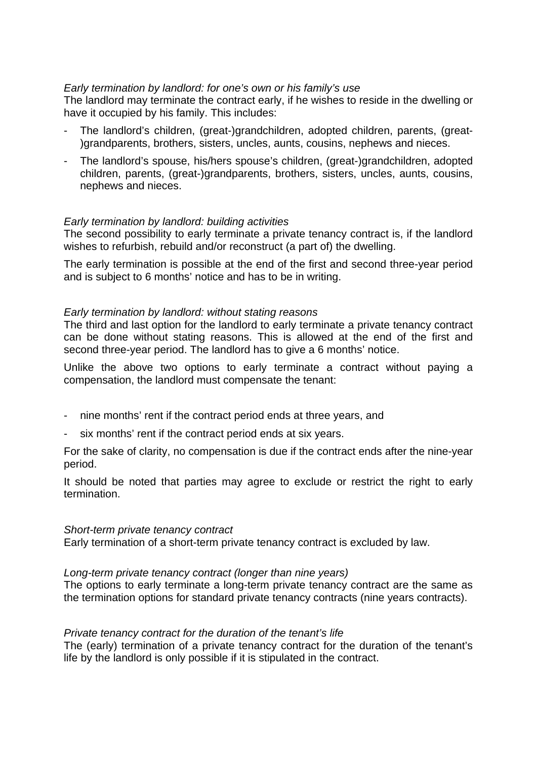*Early termination by landlord: for one's own or his family's use*

The landlord may terminate the contract early, if he wishes to reside in the dwelling or have it occupied by his family. This includes:

- The landlord's children, (great-)grandchildren, adopted children, parents, (great-)grandparents, brothers, sisters, uncles, aunts, cousins, nephews and nieces.
- The landlord's spouse, his/hers spouse's children, (great-)grandchildren, adopted children, parents, (great-)grandparents, brothers, sisters, uncles, aunts, cousins, nephews and nieces.

*Early termination by landlord: building activities*

The second possibility to early terminate a private tenancy contract is, if the landlord wishes to refurbish, rebuild and/or reconstruct (a part of) the dwelling.

The early termination is possible at the end of the first and second three-year period and is subject to 6 months' notice and has to be in writing.

*Early termination by landlord: without stating reasons*

The third and last option for the landlord to early terminate a private tenancy contract can be done without stating reasons. This is allowed at the end of the first and second three-year period. The landlord has to give a 6 months' notice.

Unlike the above two options to early terminate a contract without paying a compensation, the landlord must compensate the tenant:

- nine months' rent if the contract period ends at three years, and
- six months' rent if the contract period ends at six years.

For the sake of clarity, no compensation is due if the contract ends after the nine-year period.

It should be noted that parties may agree to exclude or restrict the right to early termination.

*Short-term private tenancy contract*

Early termination of a short-term private tenancy contract is excluded by law.

*Long-term private tenancy contract (longer than nine years)*

The options to early terminate a long-term private tenancy contract are the same as the termination options for standard private tenancy contracts (nine years contracts).

*Private tenancy contract for the duration of the tenant's life*

The (early) termination of a private tenancy contract for the duration of the tenant's life by the landlord is only possible if it is stipulated in the contract.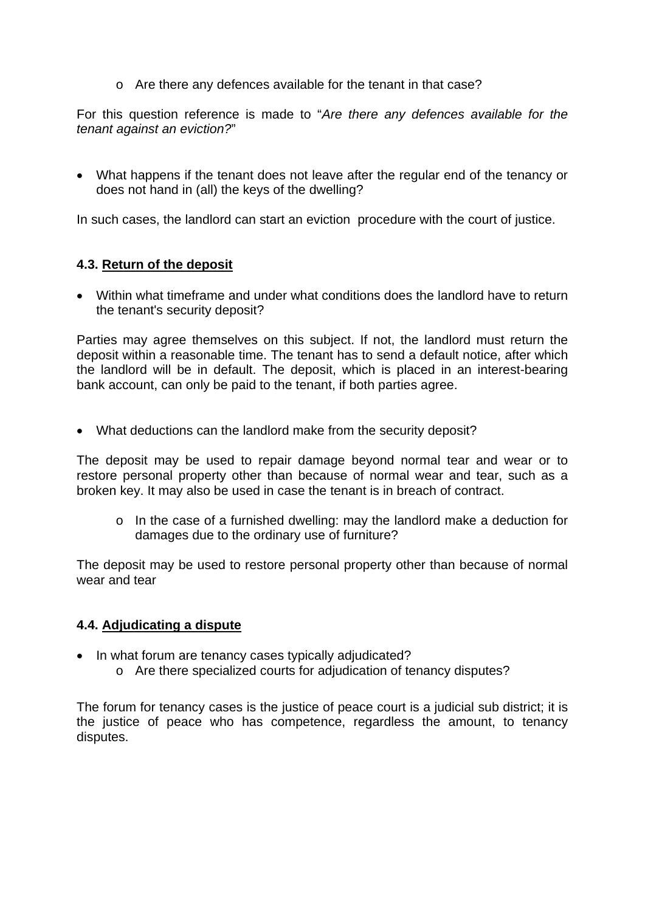- Are there any defences available for the tenant in that case?

For this question reference is made to "*Are there any defences available for the tenant against an eviction?*"

- What happens if the tenant does not leave after the regular end of the tenancy or does not hand in (all) the keys of the dwelling?

In such cases, the landlord can start an eviction procedure with the court of justice.

### 4.3. Return of the deposit

- Within what timeframe and under what conditions does the landlord have to return the tenant's security deposit?

Parties may agree themselves on this subject. If not, the landlord must return the deposit within a reasonable time. The tenant has to send a default notice, after which the landlord will be in default. The deposit, which is placed in an interest-bearing bank account, can only be paid to the tenant, if both parties agree.

- What deductions can the landlord make from the security deposit?

The deposit may be used to repair damage beyond normal tear and wear or to restore personal property other than because of normal wear and tear, such as a broken key. It may also be used in case the tenant is in breach of contract.

  - In the case of a furnished dwelling: may the landlord make a deduction for damages due to the ordinary use of furniture?

The deposit may be used to restore personal property other than because of normal wear and tear

### 4.4. Adjudicating a dispute

- In what forum are tenancy cases typically adjudicated?
  - Are there specialized courts for adjudication of tenancy disputes?

The forum for tenancy cases is the justice of peace court is a judicial sub district; it is the justice of peace who has competence, regardless the amount, to tenancy disputes.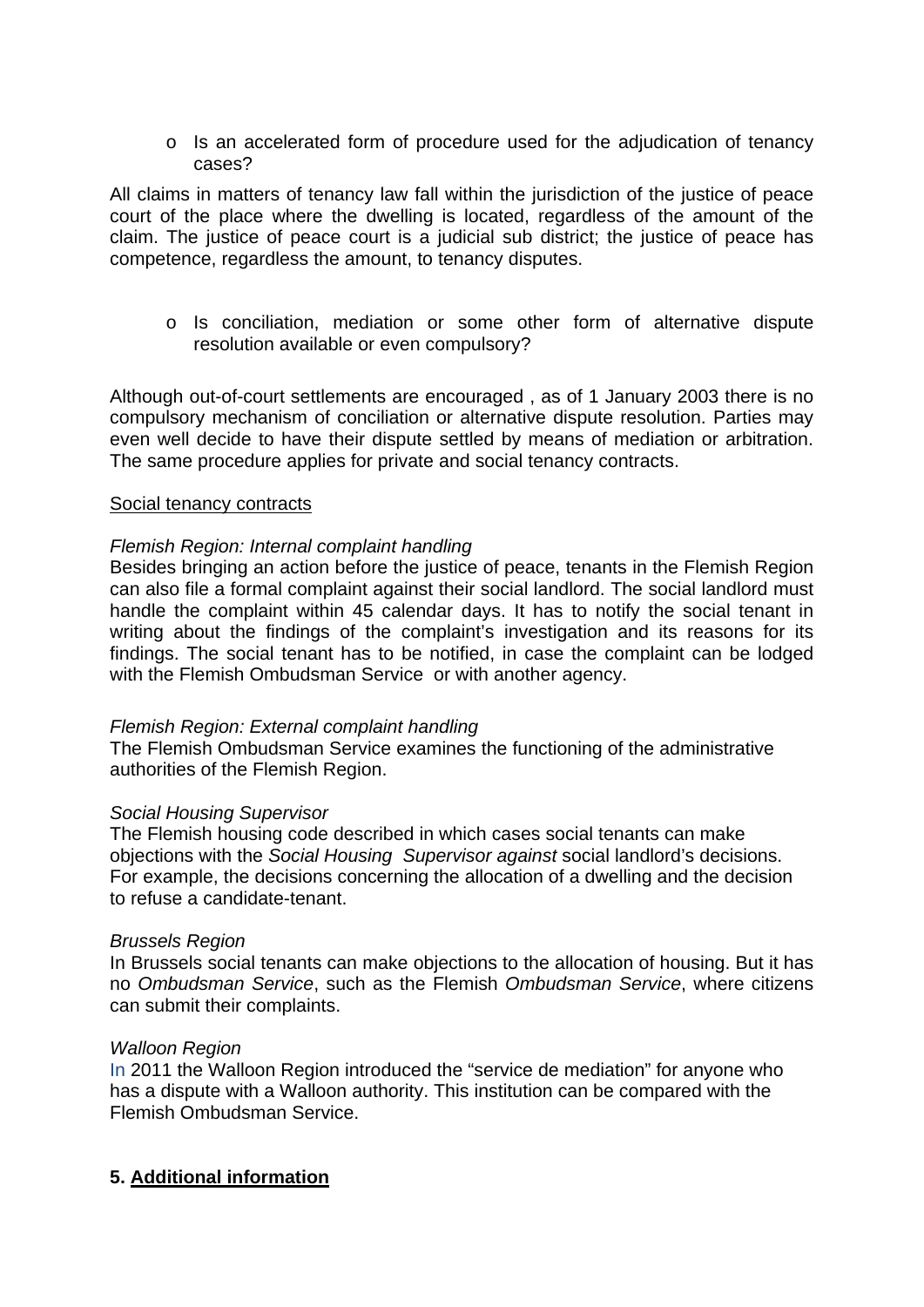- Is an accelerated form of procedure used for the adjudication of tenancy cases?

All claims in matters of tenancy law fall within the jurisdiction of the justice of peace court of the place where the dwelling is located, regardless of the amount of the claim. The justice of peace court is a judicial sub district; the justice of peace has competence, regardless the amount, to tenancy disputes.

- Is conciliation, mediation or some other form of alternative dispute resolution available or even compulsory?

Although out-of-court settlements are encouraged , as of 1 January 2003 there is no compulsory mechanism of conciliation or alternative dispute resolution. Parties may even well decide to have their dispute settled by means of mediation or arbitration. The same procedure applies for private and social tenancy contracts.

Social tenancy contracts

*Flemish Region: Internal complaint handling*
Besides bringing an action before the justice of peace, tenants in the Flemish Region can also file a formal complaint against their social landlord. The social landlord must handle the complaint within 45 calendar days. It has to notify the social tenant in writing about the findings of the complaint's investigation and its reasons for its findings. The social tenant has to be notified, in case the complaint can be lodged with the Flemish Ombudsman Service or with another agency.

*Flemish Region: External complaint handling*
The Flemish Ombudsman Service examines the functioning of the administrative authorities of the Flemish Region.

*Social Housing Supervisor*
The Flemish housing code described in which cases social tenants can make objections with the *Social Housing Supervisor against* social landlord's decisions. For example, the decisions concerning the allocation of a dwelling and the decision to refuse a candidate-tenant.

*Brussels Region*
In Brussels social tenants can make objections to the allocation of housing. But it has no *Ombudsman Service*, such as the Flemish *Ombudsman Service*, where citizens can submit their complaints.

*Walloon Region*
In 2011 the Walloon Region introduced the "service de mediation" for anyone who has a dispute with a Walloon authority. This institution can be compared with the Flemish Ombudsman Service.

## 5. Additional information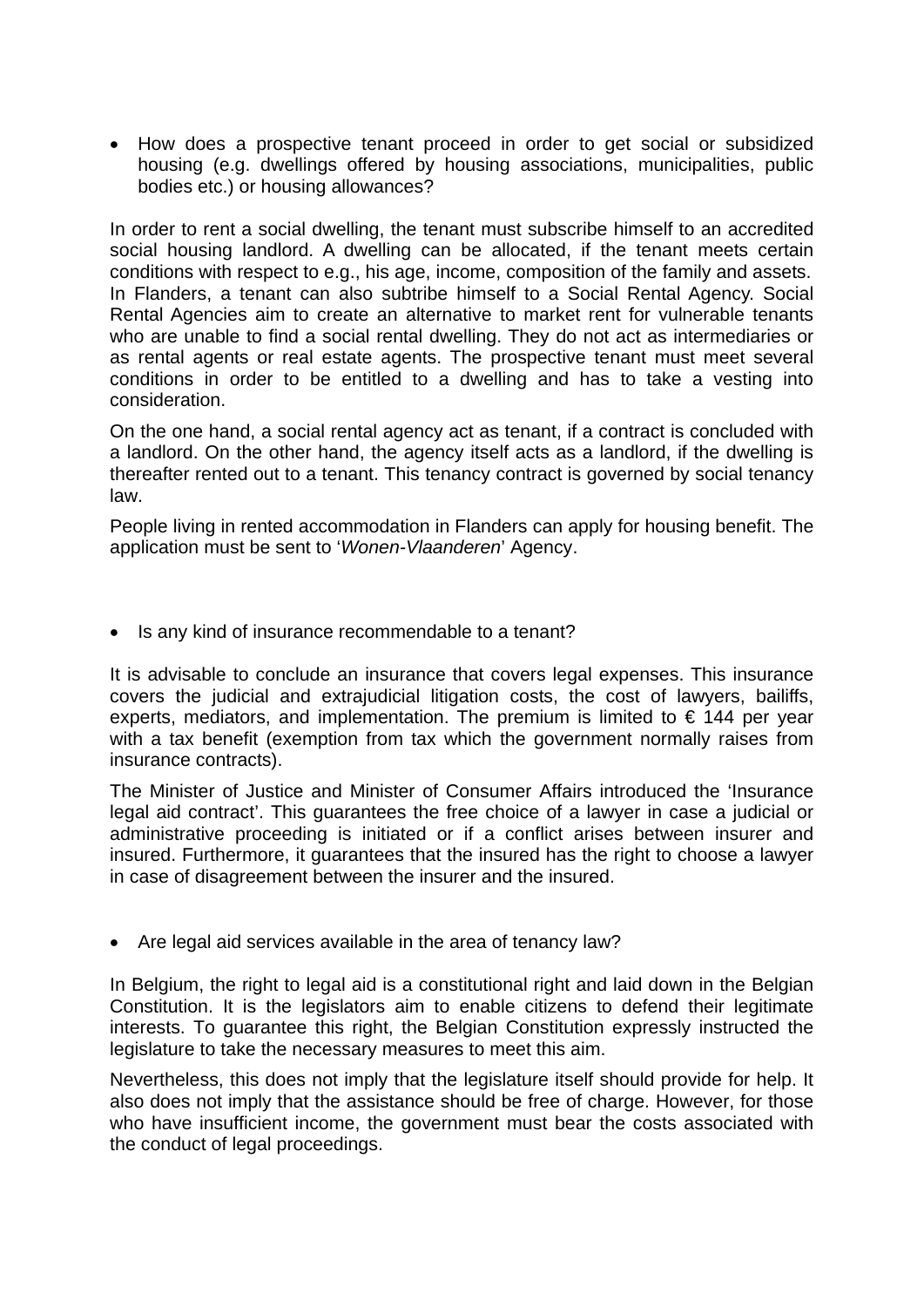- How does a prospective tenant proceed in order to get social or subsidized housing (e.g. dwellings offered by housing associations, municipalities, public bodies etc.) or housing allowances?

In order to rent a social dwelling, the tenant must subscribe himself to an accredited social housing landlord. A dwelling can be allocated, if the tenant meets certain conditions with respect to e.g., his age, income, composition of the family and assets. In Flanders, a tenant can also subtribe himself to a Social Rental Agency. Social Rental Agencies aim to create an alternative to market rent for vulnerable tenants who are unable to find a social rental dwelling. They do not act as intermediaries or as rental agents or real estate agents. The prospective tenant must meet several conditions in order to be entitled to a dwelling and has to take a vesting into consideration.

On the one hand, a social rental agency act as tenant, if a contract is concluded with a landlord. On the other hand, the agency itself acts as a landlord, if the dwelling is thereafter rented out to a tenant. This tenancy contract is governed by social tenancy law.

People living in rented accommodation in Flanders can apply for housing benefit. The application must be sent to '*Wonen-Vlaanderen*' Agency.

- Is any kind of insurance recommendable to a tenant?

It is advisable to conclude an insurance that covers legal expenses. This insurance covers the judicial and extrajudicial litigation costs, the cost of lawyers, bailiffs, experts, mediators, and implementation. The premium is limited to € 144 per year with a tax benefit (exemption from tax which the government normally raises from insurance contracts).

The Minister of Justice and Minister of Consumer Affairs introduced the 'Insurance legal aid contract'. This guarantees the free choice of a lawyer in case a judicial or administrative proceeding is initiated or if a conflict arises between insurer and insured. Furthermore, it guarantees that the insured has the right to choose a lawyer in case of disagreement between the insurer and the insured.

- Are legal aid services available in the area of tenancy law?

In Belgium, the right to legal aid is a constitutional right and laid down in the Belgian Constitution. It is the legislators aim to enable citizens to defend their legitimate interests. To guarantee this right, the Belgian Constitution expressly instructed the legislature to take the necessary measures to meet this aim.

Nevertheless, this does not imply that the legislature itself should provide for help. It also does not imply that the assistance should be free of charge. However, for those who have insufficient income, the government must bear the costs associated with the conduct of legal proceedings.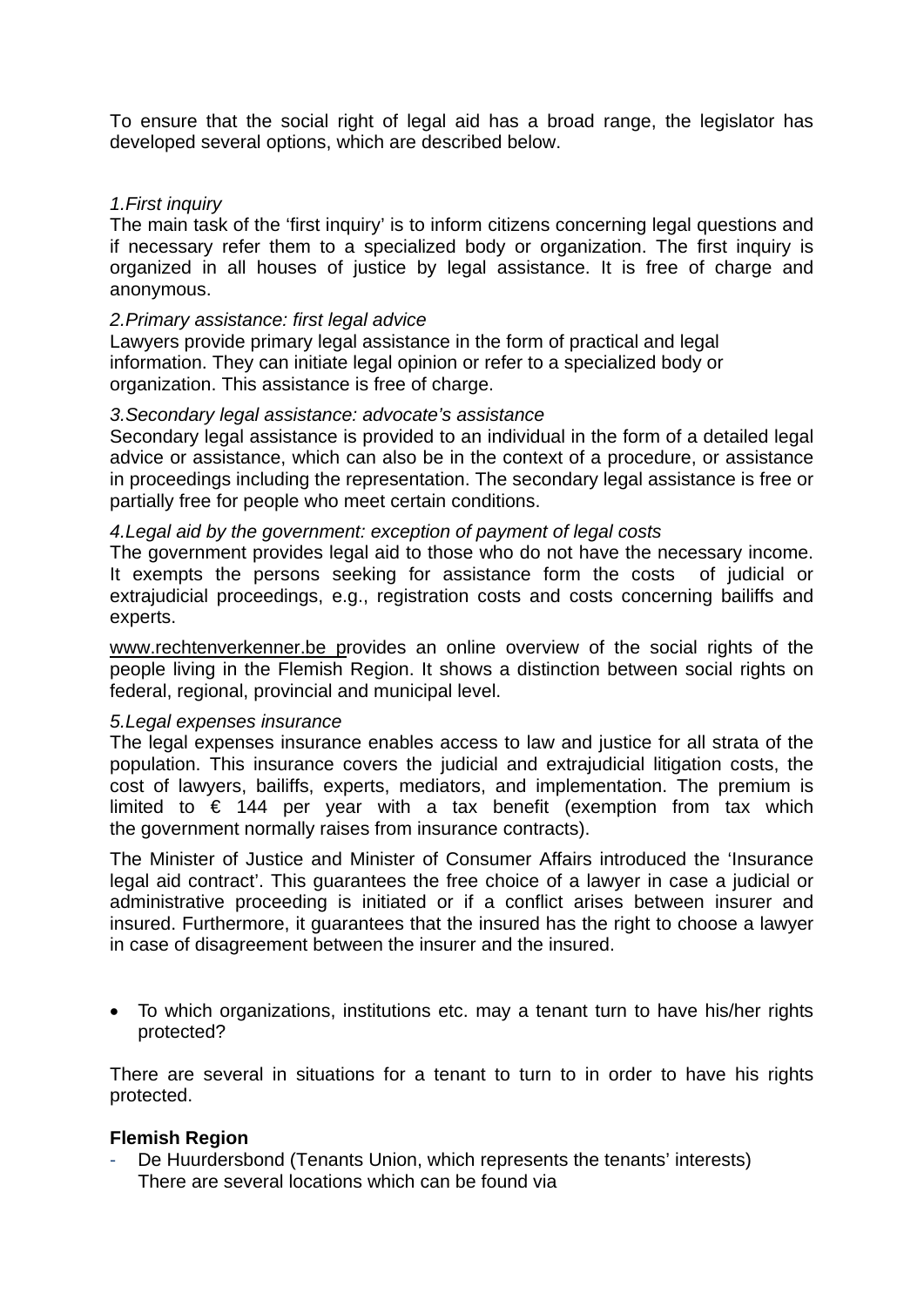To ensure that the social right of legal aid has a broad range, the legislator has developed several options, which are described below.

*1.First inquiry*

The main task of the 'first inquiry' is to inform citizens concerning legal questions and if necessary refer them to a specialized body or organization. The first inquiry is organized in all houses of justice by legal assistance. It is free of charge and anonymous.

*2.Primary assistance: first legal advice*

Lawyers provide primary legal assistance in the form of practical and legal information. They can initiate legal opinion or refer to a specialized body or organization. This assistance is free of charge.

*3.Secondary legal assistance: advocate's assistance*

Secondary legal assistance is provided to an individual in the form of a detailed legal advice or assistance, which can also be in the context of a procedure, or assistance in proceedings including the representation. The secondary legal assistance is free or partially free for people who meet certain conditions.

*4.Legal aid by the government: exception of payment of legal costs*

The government provides legal aid to those who do not have the necessary income. It exempts the persons seeking for assistance form the costs of judicial or extrajudicial proceedings, e.g., registration costs and costs concerning bailiffs and experts.

www.rechtenverkenner.be provides an online overview of the social rights of the people living in the Flemish Region. It shows a distinction between social rights on federal, regional, provincial and municipal level.

*5.Legal expenses insurance*

The legal expenses insurance enables access to law and justice for all strata of the population. This insurance covers the judicial and extrajudicial litigation costs, the cost of lawyers, bailiffs, experts, mediators, and implementation. The premium is limited to € 144 per year with a tax benefit (exemption from tax which the government normally raises from insurance contracts).

The Minister of Justice and Minister of Consumer Affairs introduced the 'Insurance legal aid contract'. This guarantees the free choice of a lawyer in case a judicial or administrative proceeding is initiated or if a conflict arises between insurer and insured. Furthermore, it guarantees that the insured has the right to choose a lawyer in case of disagreement between the insurer and the insured.

- To which organizations, institutions etc. may a tenant turn to have his/her rights protected?

There are several in situations for a tenant to turn to in order to have his rights protected.

**Flemish Region**

- De Huurdersbond (Tenants Union, which represents the tenants' interests) There are several locations which can be found via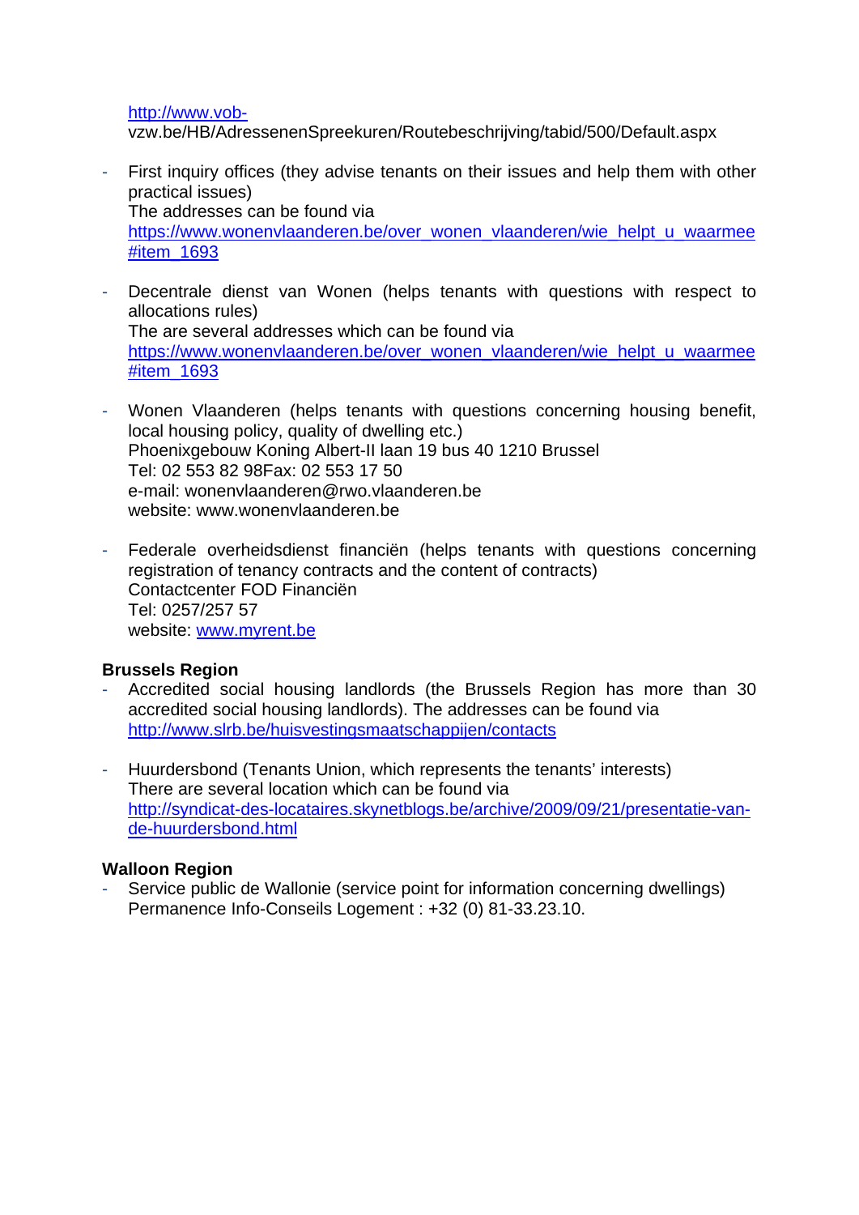http://www.vob-vzw.be/HB/AdressenenSpreekuren/Routebeschrijving/tabid/500/Default.aspx

- First inquiry offices (they advise tenants on their issues and help them with other practical issues)
  The addresses can be found via
  https://www.wonenvlaanderen.be/over_wonen_vlaanderen/wie_helpt_u_waarmee#item_1693

- Decentrale dienst van Wonen (helps tenants with questions with respect to allocations rules)
  The are several addresses which can be found via
  https://www.wonenvlaanderen.be/over_wonen_vlaanderen/wie_helpt_u_waarmee#item_1693

- Wonen Vlaanderen (helps tenants with questions concerning housing benefit, local housing policy, quality of dwelling etc.)
  Phoenixgebouw Koning Albert-II laan 19 bus 40 1210 Brussel
  Tel: 02 553 82 98Fax: 02 553 17 50
  e-mail: wonenvlaanderen@rwo.vlaanderen.be
  website: www.wonenvlaanderen.be

- Federale overheidsdienst financiën (helps tenants with questions concerning registration of tenancy contracts and the content of contracts)
  Contactcenter FOD Financiën
  Tel: 0257/257 57
  website: www.myrent.be

**Brussels Region**

- Accredited social housing landlords (the Brussels Region has more than 30 accredited social housing landlords). The addresses can be found via
  http://www.slrb.be/huisvestingsmaatschappijen/contacts

- Huurdersbond (Tenants Union, which represents the tenants' interests)
  There are several location which can be found via
  http://syndicat-des-locataires.skynetblogs.be/archive/2009/09/21/presentatie-van-de-huurdersbond.html

**Walloon Region**

- Service public de Wallonie (service point for information concerning dwellings)
  Permanence Info-Conseils Logement : +32 (0) 81-33.23.10.